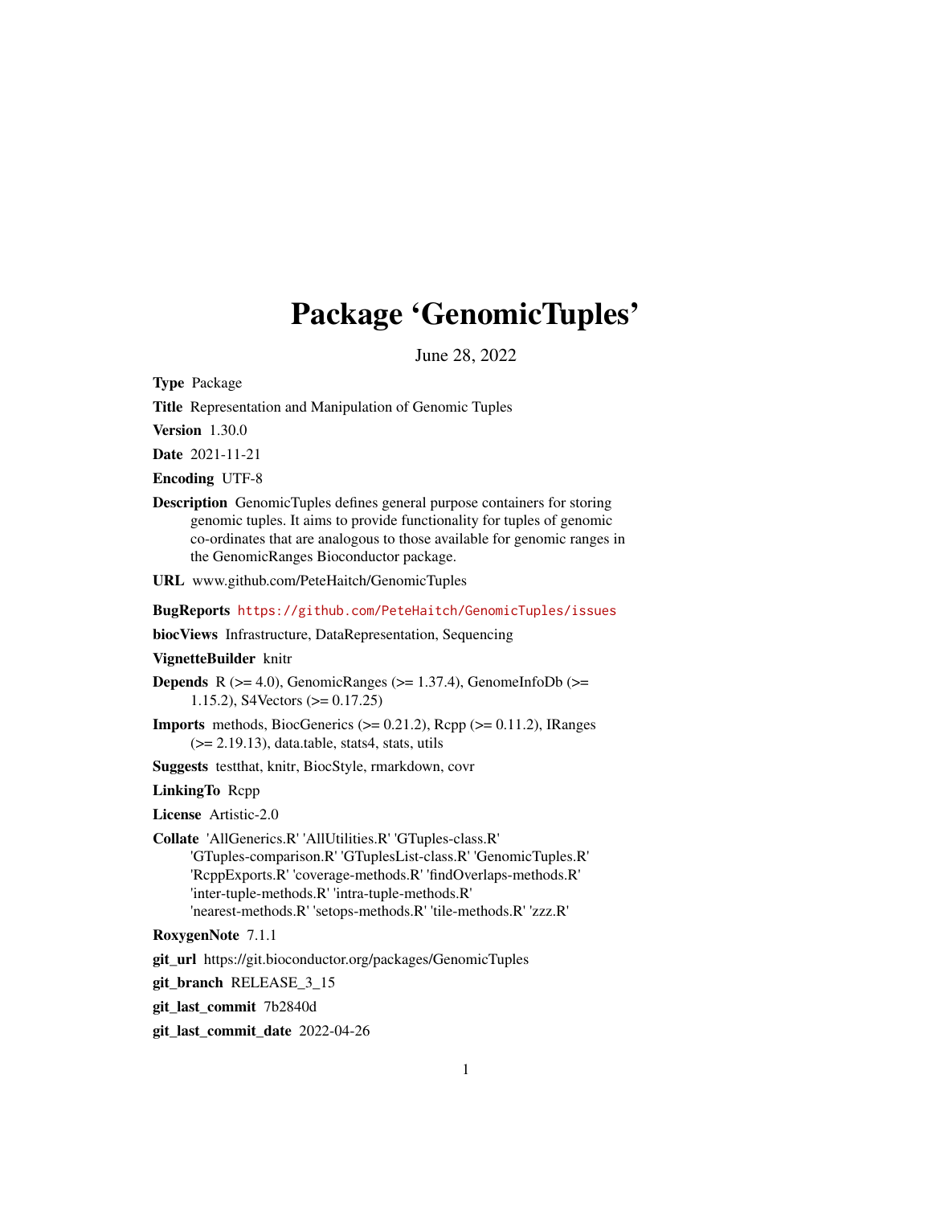# Package 'GenomicTuples'

June 28, 2022

**Type** Package

**Title** Representation and Manipulation of Genomic Tuples

**Version** 1.30.0

**Date** 2021-11-21

**Encoding** UTF-8

**Description** GenomicTuples defines general purpose containers for storing genomic tuples. It aims to provide functionality for tuples of genomic co-ordinates that are analogous to those available for genomic ranges in the GenomicRanges Bioconductor package.

**URL** www.github.com/PeteHaitch/GenomicTuples

**BugReports** https://github.com/PeteHaitch/GenomicTuples/issues

**biocViews** Infrastructure, DataRepresentation, Sequencing

**VignetteBuilder** knitr

**Depends** R (>= 4.0), GenomicRanges (>= 1.37.4), GenomeInfoDb (>= 1.15.2), S4Vectors (>= 0.17.25)

**Imports** methods, BiocGenerics (>= 0.21.2), Rcpp (>= 0.11.2), IRanges (>= 2.19.13), data.table, stats4, stats, utils

**Suggests** testthat, knitr, BiocStyle, rmarkdown, covr

**LinkingTo** Rcpp

**License** Artistic-2.0

**Collate** 'AllGenerics.R' 'AllUtilities.R' 'GTuples-class.R' 'GTuples-comparison.R' 'GTuplesList-class.R' 'GenomicTuples.R' 'RcppExports.R' 'coverage-methods.R' 'findOverlaps-methods.R' 'inter-tuple-methods.R' 'intra-tuple-methods.R' 'nearest-methods.R' 'setops-methods.R' 'tile-methods.R' 'zzz.R'

**RoxygenNote** 7.1.1

**git_url** https://git.bioconductor.org/packages/GenomicTuples

**git_branch** RELEASE_3_15

**git_last_commit** 7b2840d

**git_last_commit_date** 2022-04-26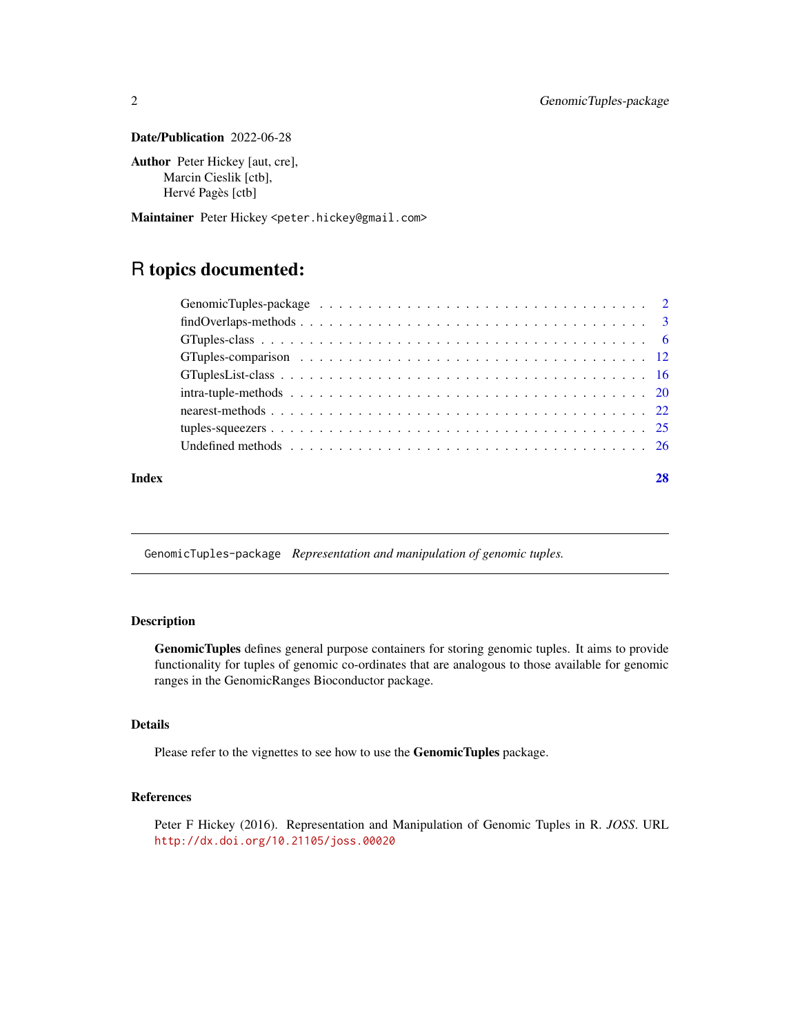**Date/Publication** 2022-06-28

**Author** Peter Hickey [aut, cre],
Marcin Cieslik [ctb],
Hervé Pagès [ctb]

**Maintainer** Peter Hickey <peter.hickey@gmail.com>

# R topics documented:

- GenomicTuples-package . . . . . . . . . . . . . . . . . . . . . . . . . . . . . . . . . 2
- findOverlaps-methods . . . . . . . . . . . . . . . . . . . . . . . . . . . . . . . . . 3
- GTuples-class . . . . . . . . . . . . . . . . . . . . . . . . . . . . . . . . . 6
- GTuples-comparison . . . . . . . . . . . . . . . . . . . . . . . . . . . . . . . . . 12
- GTuplesList-class . . . . . . . . . . . . . . . . . . . . . . . . . . . . . . . . . 16
- intra-tuple-methods . . . . . . . . . . . . . . . . . . . . . . . . . . . . . . . . . 20
- nearest-methods . . . . . . . . . . . . . . . . . . . . . . . . . . . . . . . . . 22
- tuples-squeezers . . . . . . . . . . . . . . . . . . . . . . . . . . . . . . . . . 25
- Undefined methods . . . . . . . . . . . . . . . . . . . . . . . . . . . . . . . . . 26

**Index** 28

---

`GenomicTuples-package` *Representation and manipulation of genomic tuples.*

---

## Description

**GenomicTuples** defines general purpose containers for storing genomic tuples. It aims to provide functionality for tuples of genomic co-ordinates that are analogous to those available for genomic ranges in the GenomicRanges Bioconductor package.

## Details

Please refer to the vignettes to see how to use the **GenomicTuples** package.

## References

Peter F Hickey (2016). Representation and Manipulation of Genomic Tuples in R. *JOSS*. URL http://dx.doi.org/10.21105/joss.00020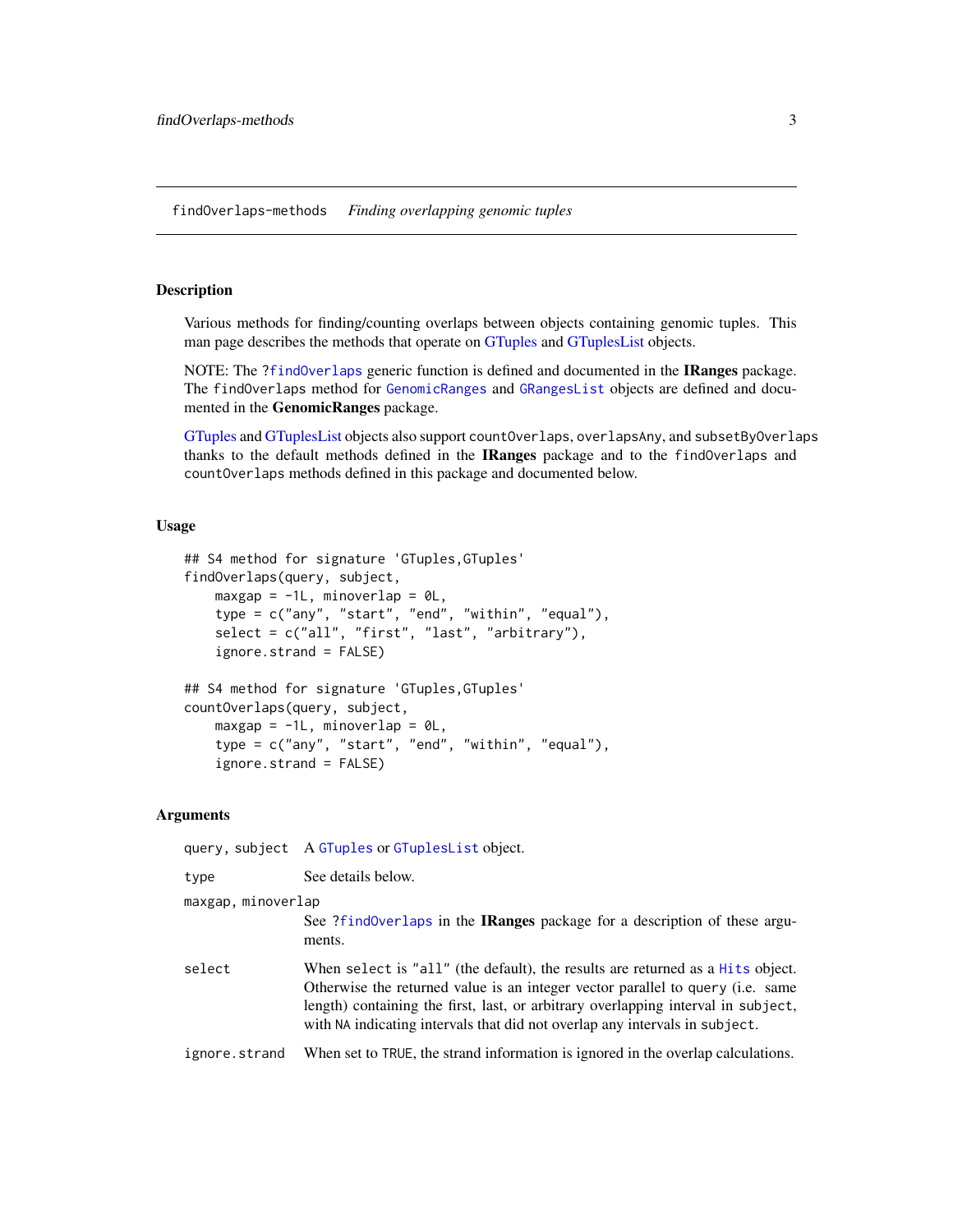findOverlaps-methods *Finding overlapping genomic tuples*

## Description

Various methods for finding/counting overlaps between objects containing genomic tuples. This man page describes the methods that operate on GTuples and GTuplesList objects.

NOTE: The ?`findOverlaps` generic function is defined and documented in the **IRanges** package. The `findOverlaps` method for `GenomicRanges` and `GRangesList` objects are defined and documented in the **GenomicRanges** package.

GTuples and GTuplesList objects also support `countOverlaps`, `overlapsAny`, and `subsetByOverlaps` thanks to the default methods defined in the **IRanges** package and to the `findOverlaps` and `countOverlaps` methods defined in this package and documented below.

## Usage

```
## S4 method for signature 'GTuples,GTuples'
findOverlaps(query, subject,
    maxgap = -1L, minoverlap = 0L,
    type = c("any", "start", "end", "within", "equal"),
    select = c("all", "first", "last", "arbitrary"),
    ignore.strand = FALSE)

## S4 method for signature 'GTuples,GTuples'
countOverlaps(query, subject,
    maxgap = -1L, minoverlap = 0L,
    type = c("any", "start", "end", "within", "equal"),
    ignore.strand = FALSE)
```

## Arguments

`query, subject` A `GTuples` or `GTuplesList` object.

`type` See details below.

`maxgap, minoverlap` See ?`findOverlaps` in the **IRanges** package for a description of these arguments.

`select` When select is `"all"` (the default), the results are returned as a `Hits` object. Otherwise the returned value is an integer vector parallel to `query` (i.e. same length) containing the first, last, or arbitrary overlapping interval in `subject`, with `NA` indicating intervals that did not overlap any intervals in `subject`.

`ignore.strand` When set to `TRUE`, the strand information is ignored in the overlap calculations.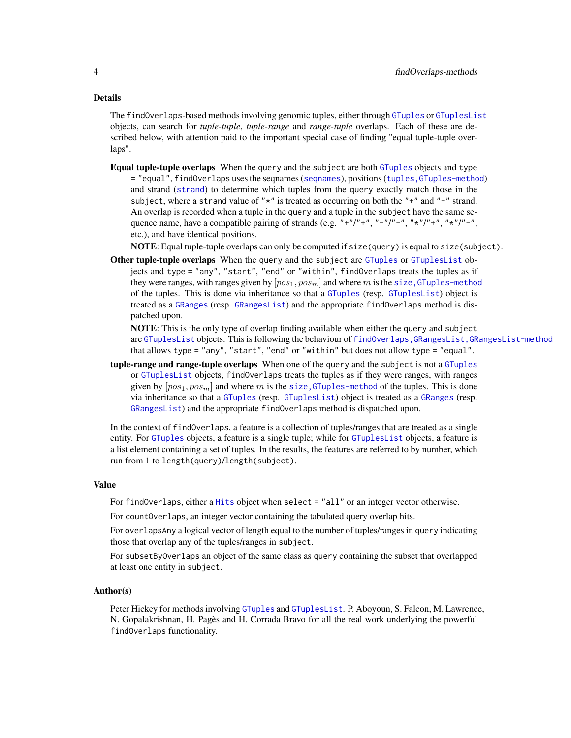## Details

The `findOverlaps`-based methods involving genomic tuples, either through `GTuples` or `GTuplesList` objects, can search for *tuple-tuple*, *tuple-range* and *range-tuple* overlaps. Each of these are described below, with attention paid to the important special case of finding "equal tuple-tuple overlaps".

**Equal tuple-tuple overlaps** When the `query` and the `subject` are both `GTuples` objects and `type = "equal"`, `findOverlaps` uses the seqnames (`seqnames`), positions (`tuples,GTuples-method`) and strand (`strand`) to determine which tuples from the `query` exactly match those in the `subject`, where a `strand` value of `"*"` is treated as occurring on both the `"+"` and `"-"` strand. An overlap is recorded when a tuple in the `query` and a tuple in the `subject` have the same sequence name, have a compatible pairing of strands (e.g. `"+"/"+"`, `"-"/"-"`, `"*"/"+"`, `"*"/"-"`, etc.), and have identical positions.

**NOTE**: Equal tuple-tuple overlaps can only be computed if `size(query)` is equal to `size(subject)`.

**Other tuple-tuple overlaps** When the `query` and the `subject` are `GTuples` or `GTuplesList` objects and `type = "any"`, `"start"`, `"end"` or `"within"`, `findOverlaps` treats the tuples as if they were ranges, with ranges given by $[pos_1, pos_m]$ and where $m$ is the `size,GTuples-method` of the tuples. This is done via inheritance so that a `GTuples` (resp. `GTuplesList`) object is treated as a `GRanges` (resp. `GRangesList`) and the appropriate `findOverlaps` method is dispatched upon.

**NOTE**: This is the only type of overlap finding available when either the `query` and `subject` are `GTuplesList` objects. This is following the behaviour of `findOverlaps,GRangesList,GRangesList-method` that allows `type = "any"`, `"start"`, `"end"` or `"within"` but does not allow `type = "equal"`.

**tuple-range and range-tuple overlaps** When one of the `query` and the `subject` is not a `GTuples` or `GTuplesList` objects, `findOverlaps` treats the tuples as if they were ranges, with ranges given by $[pos_1, pos_m]$ and where $m$ is the `size,GTuples-method` of the tuples. This is done via inheritance so that a `GTuples` (resp. `GTuplesList`) object is treated as a `GRanges` (resp. `GRangesList`) and the appropriate `findOverlaps` method is dispatched upon.

In the context of `findOverlaps`, a feature is a collection of tuples/ranges that are treated as a single entity. For `GTuples` objects, a feature is a single tuple; while for `GTuplesList` objects, a feature is a list element containing a set of tuples. In the results, the features are referred to by number, which run from 1 to `length(query)`/`length(subject)`.

## Value

For `findOverlaps`, either a `Hits` object when `select = "all"` or an integer vector otherwise.

For `countOverlaps`, an integer vector containing the tabulated query overlap hits.

For `overlapsAny` a logical vector of length equal to the number of tuples/ranges in `query` indicating those that overlap any of the tuples/ranges in `subject`.

For `subsetByOverlaps` an object of the same class as `query` containing the subset that overlapped at least one entity in `subject`.

## Author(s)

Peter Hickey for methods involving `GTuples` and `GTuplesList`. P. Aboyoun, S. Falcon, M. Lawrence, N. Gopalakrishnan, H. Pagès and H. Corrada Bravo for all the real work underlying the powerful `findOverlaps` functionality.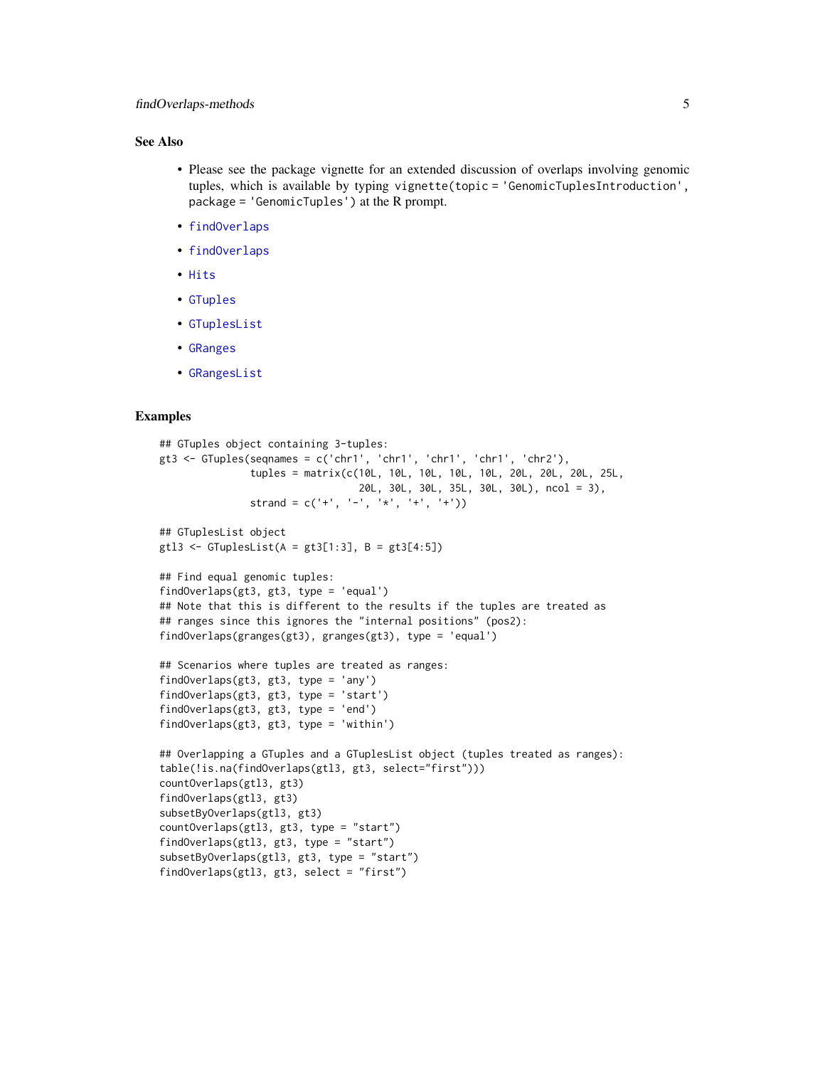## See Also

- Please see the package vignette for an extended discussion of overlaps involving genomic tuples, which is available by typing `vignette(topic = 'GenomicTuplesIntroduction', package = 'GenomicTuples')` at the R prompt.
- `findOverlaps`
- `findOverlaps`
- `Hits`
- `GTuples`
- `GTuplesList`
- `GRanges`
- `GRangesList`

## Examples

```
## GTuples object containing 3-tuples:
gt3 <- GTuples(seqnames = c('chr1', 'chr1', 'chr1', 'chr1', 'chr2'),
               tuples = matrix(c(10L, 10L, 10L, 10L, 10L, 20L, 20L, 20L, 25L,
                                 20L, 30L, 30L, 35L, 30L, 30L), ncol = 3),
               strand = c('+', '-', '*', '+', '+'))

## GTuplesList object
gtl3 <- GTuplesList(A = gt3[1:3], B = gt3[4:5])

## Find equal genomic tuples:
findOverlaps(gt3, gt3, type = 'equal')
## Note that this is different to the results if the tuples are treated as
## ranges since this ignores the "internal positions" (pos2):
findOverlaps(granges(gt3), granges(gt3), type = 'equal')

## Scenarios where tuples are treated as ranges:
findOverlaps(gt3, gt3, type = 'any')
findOverlaps(gt3, gt3, type = 'start')
findOverlaps(gt3, gt3, type = 'end')
findOverlaps(gt3, gt3, type = 'within')

## Overlapping a GTuples and a GTuplesList object (tuples treated as ranges):
table(!is.na(findOverlaps(gtl3, gt3, select="first")))
countOverlaps(gtl3, gt3)
findOverlaps(gtl3, gt3)
subsetByOverlaps(gtl3, gt3)
countOverlaps(gtl3, gt3, type = "start")
findOverlaps(gtl3, gt3, type = "start")
subsetByOverlaps(gtl3, gt3, type = "start")
findOverlaps(gtl3, gt3, select = "first")
```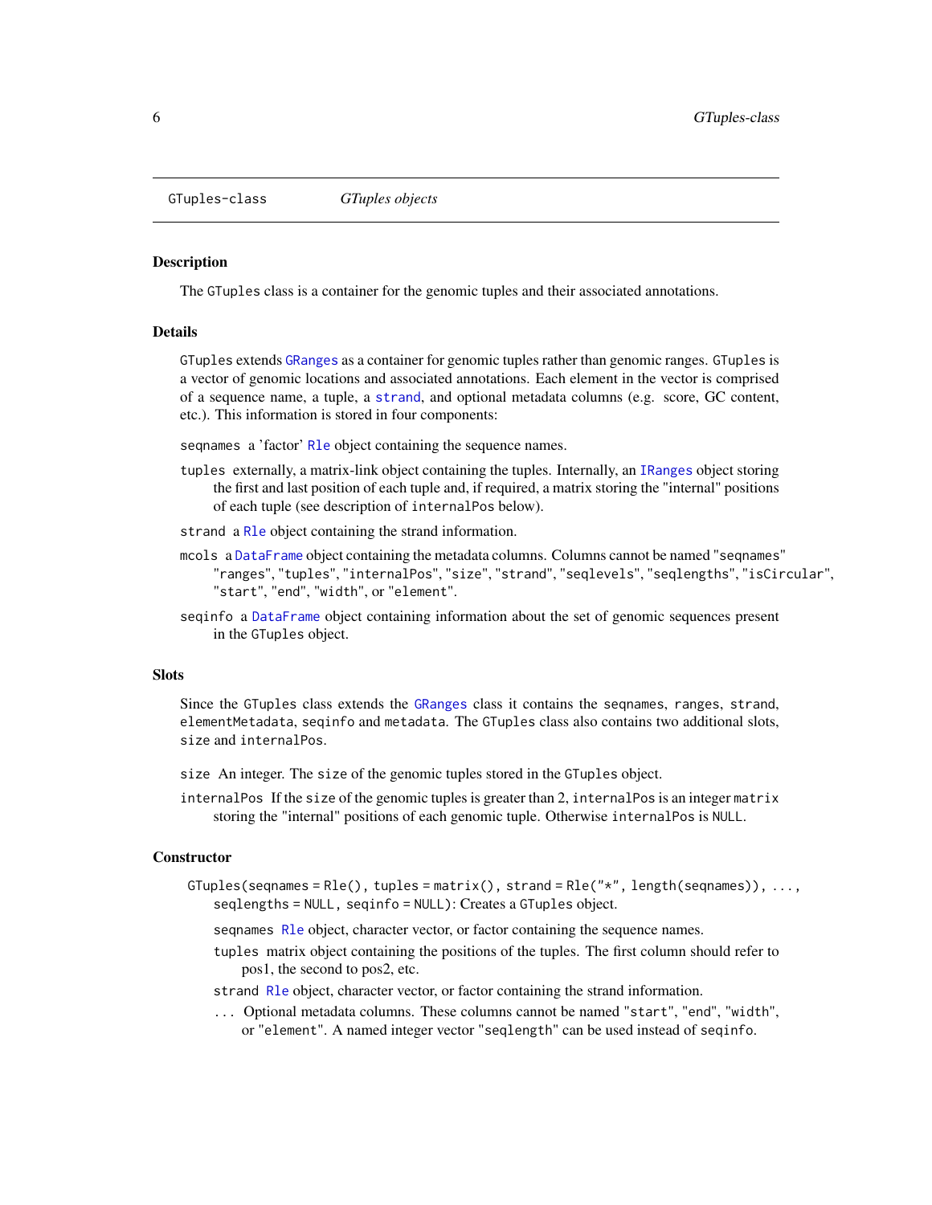GTuples-class *GTuples objects*

## Description

The `GTuples` class is a container for the genomic tuples and their associated annotations.

## Details

`GTuples` extends `GRanges` as a container for genomic tuples rather than genomic ranges. `GTuples` is a vector of genomic locations and associated annotations. Each element in the vector is comprised of a sequence name, a tuple, a `strand`, and optional metadata columns (e.g. score, GC content, etc.). This information is stored in four components:

`seqnames` a 'factor' `Rle` object containing the sequence names.

`tuples` externally, a matrix-link object containing the tuples. Internally, an `IRanges` object storing the first and last position of each tuple and, if required, a matrix storing the "internal" positions of each tuple (see description of `internalPos` below).

`strand` a `Rle` object containing the strand information.

`mcols` a `DataFrame` object containing the metadata columns. Columns cannot be named `"seqnames"` `"ranges"`, `"tuples"`, `"internalPos"`, `"size"`, `"strand"`, `"seqlevels"`, `"seqlengths"`, `"isCircular"`, `"start"`, `"end"`, `"width"`, or `"element"`.

`seqinfo` a `DataFrame` object containing information about the set of genomic sequences present in the `GTuples` object.

## Slots

Since the `GTuples` class extends the `GRanges` class it contains the `seqnames`, `ranges`, `strand`, `elementMetadata`, `seqinfo` and `metadata`. The `GTuples` class also contains two additional slots, `size` and `internalPos`.

`size` An integer. The `size` of the genomic tuples stored in the `GTuples` object.

`internalPos` If the `size` of the genomic tuples is greater than 2, `internalPos` is an integer `matrix` storing the "internal" positions of each genomic tuple. Otherwise `internalPos` is `NULL`.

## Constructor

`GTuples(seqnames = Rle(), tuples = matrix(), strand = Rle("*", length(seqnames)), ..., seqlengths = NULL, seqinfo = NULL)`: Creates a `GTuples` object.

- `seqnames` `Rle` object, character vector, or factor containing the sequence names.
- `tuples` matrix object containing the positions of the tuples. The first column should refer to pos1, the second to pos2, etc.
- `strand` `Rle` object, character vector, or factor containing the strand information.
- `...` Optional metadata columns. These columns cannot be named `"start"`, `"end"`, `"width"`, or `"element"`. A named integer vector `"seqlength"` can be used instead of `seqinfo`.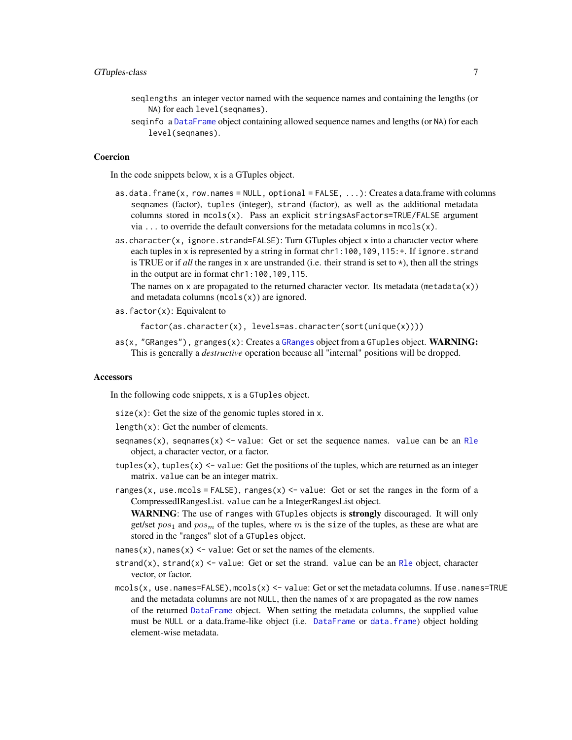`seqlengths` an integer vector named with the sequence names and containing the lengths (or NA) for each `level(seqnames)`.

`seqinfo` a `DataFrame` object containing allowed sequence names and lengths (or NA) for each `level(seqnames)`.

## Coercion

In the code snippets below, `x` is a GTuples object.

`as.data.frame(x, row.names = NULL, optional = FALSE, ...)`: Creates a data.frame with columns `seqnames` (factor), `tuples` (integer), `strand` (factor), as well as the additional metadata columns stored in `mcols(x)`. Pass an explicit `stringsAsFactors=TRUE/FALSE` argument via `...` to override the default conversions for the metadata columns in `mcols(x)`.

`as.character(x, ignore.strand=FALSE)`: Turn GTuples object `x` into a character vector where each tuples in `x` is represented by a string in format `chr1:100,109,115:+`. If `ignore.strand` is TRUE or if *all* the ranges in `x` are unstranded (i.e. their strand is set to `*`), then all the strings in the output are in format `chr1:100,109,115`.

The names on `x` are propagated to the returned character vector. Its metadata (`metadata(x)`) and metadata columns (`mcols(x)`) are ignored.

`as.factor(x)`: Equivalent to

```
factor(as.character(x), levels=as.character(sort(unique(x))))
```

`as(x, "GRanges")`, `granges(x)`: Creates a `GRanges` object from a `GTuples` object. **WARNING:** This is generally a *destructive* operation because all "internal" positions will be dropped.

## Accessors

In the following code snippets, x is a `GTuples` object.

`size(x)`: Get the size of the genomic tuples stored in `x`.

`length(x)`: Get the number of elements.

`seqnames(x)`, `seqnames(x) <- value`: Get or set the sequence names. `value` can be an `Rle` object, a character vector, or a factor.

`tuples(x)`, `tuples(x) <- value`: Get the positions of the tuples, which are returned as an integer matrix. `value` can be an integer matrix.

`ranges(x, use.mcols = FALSE)`, `ranges(x) <- value`: Get or set the ranges in the form of a CompressedIRangesList. `value` can be a IntegerRangesList object.

**WARNING**: The use of `ranges` with `GTuples` objects is **strongly** discouraged. It will only get/set $pos_1$ and $pos_m$ of the tuples, where $m$ is the `size` of the tuples, as these are what are stored in the "ranges" slot of a `GTuples` object.

`names(x)`, `names(x) <- value`: Get or set the names of the elements.

`strand(x)`, `strand(x) <- value`: Get or set the strand. `value` can be an `Rle` object, character vector, or factor.

`mcols(x, use.names=FALSE)`, `mcols(x) <- value`: Get or set the metadata columns. If `use.names=TRUE` and the metadata columns are not NULL, then the names of `x` are propagated as the row names of the returned `DataFrame` object. When setting the metadata columns, the supplied value must be NULL or a data.frame-like object (i.e. `DataFrame` or `data.frame`) object holding element-wise metadata.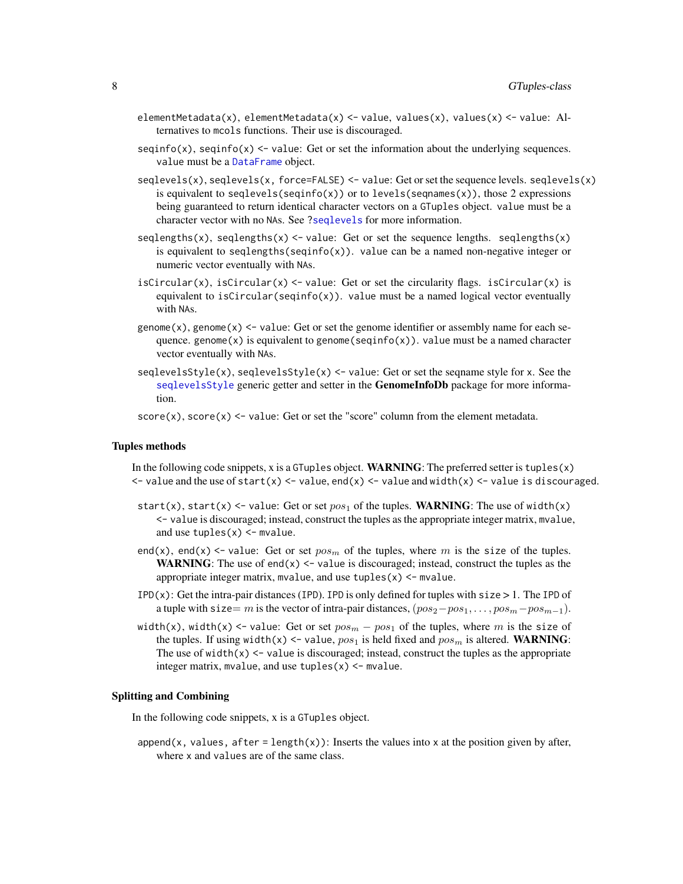`elementMetadata(x)`, `elementMetadata(x) <- value`, `values(x)`, `values(x) <- value`: Alternatives to `mcols` functions. Their use is discouraged.

`seqinfo(x)`, `seqinfo(x) <- value`: Get or set the information about the underlying sequences. `value` must be a `DataFrame` object.

`seqlevels(x)`, `seqlevels(x, force=FALSE) <- value`: Get or set the sequence levels. `seqlevels(x)` is equivalent to `seqlevels(seqinfo(x))` or to `levels(seqnames(x))`, those 2 expressions being guaranteed to return identical character vectors on a `GTuples` object. `value` must be a character vector with no `NA`s. See `?seqlevels` for more information.

`seqlengths(x)`, `seqlengths(x) <- value`: Get or set the sequence lengths. `seqlengths(x)` is equivalent to `seqlengths(seqinfo(x))`. `value` can be a named non-negative integer or numeric vector eventually with `NA`s.

`isCircular(x)`, `isCircular(x) <- value`: Get or set the circularity flags. `isCircular(x)` is equivalent to `isCircular(seqinfo(x))`. `value` must be a named logical vector eventually with `NA`s.

`genome(x)`, `genome(x) <- value`: Get or set the genome identifier or assembly name for each sequence. `genome(x)` is equivalent to `genome(seqinfo(x))`. `value` must be a named character vector eventually with `NA`s.

`seqlevelsStyle(x)`, `seqlevelsStyle(x) <- value`: Get or set the seqname style for `x`. See the `seqlevelsStyle` generic getter and setter in the **GenomeInfoDb** package for more information.

`score(x)`, `score(x) <- value`: Get or set the "score" column from the element metadata.

## Tuples methods

In the following code snippets, x is a `GTuples` object. **WARNING**: The preferred setter is `tuples(x) <- value` and the use of `start(x) <- value`, `end(x) <- value` and `width(x) <- value is discouraged`.

`start(x)`, `start(x) <- value`: Get or set $pos_1$ of the tuples. **WARNING**: The use of `width(x) <- value` is discouraged; instead, construct the tuples as the appropriate integer matrix, `mvalue`, and use `tuples(x) <- mvalue`.

`end(x)`, `end(x) <- value`: Get or set $pos_m$ of the tuples, where $m$ is the `size` of the tuples. **WARNING**: The use of `end(x) <- value` is discouraged; instead, construct the tuples as the appropriate integer matrix, `mvalue`, and use `tuples(x) <- mvalue`.

`IPD(x)`: Get the intra-pair distances (`IPD`). `IPD` is only defined for tuples with `size` > 1. The `IPD` of a tuple with `size`$= m$ is the vector of intra-pair distances, $(pos_2 - pos_1, \ldots, pos_m - pos_{m-1})$.

`width(x)`, `width(x) <- value`: Get or set $pos_m - pos_1$ of the tuples, where $m$ is the `size` of the tuples. If using `width(x) <- value`, $pos_1$ is held fixed and $pos_m$ is altered. **WARNING**: The use of `width(x) <- value` is discouraged; instead, construct the tuples as the appropriate integer matrix, `mvalue`, and use `tuples(x) <- mvalue`.

## Splitting and Combining

In the following code snippets, `x` is a `GTuples` object.

`append(x, values, after = length(x))`: Inserts the `values` into `x` at the position given by `after`, where `x` and `values` are of the same class.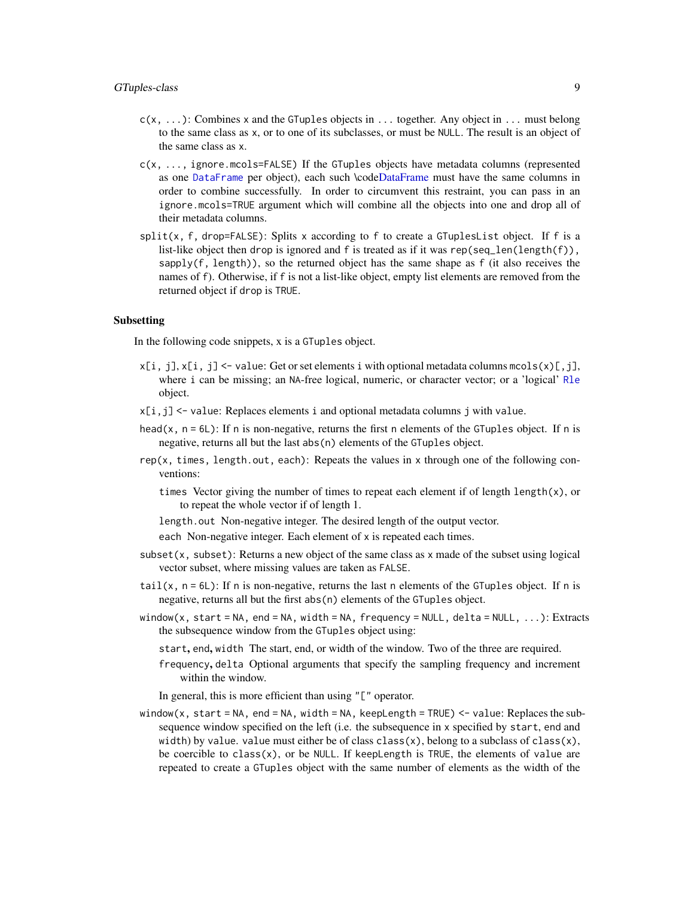- `c(x, ...)`: Combines `x` and the `GTuples` objects in `...` together. Any object in `...` must belong to the same class as `x`, or to one of its subclasses, or must be `NULL`. The result is an object of the same class as `x`.
- `c(x, ..., ignore.mcols=FALSE)` If the `GTuples` objects have metadata columns (represented as one `DataFrame` per object), each such \codeDataFrame must have the same columns in order to combine successfully. In order to circumvent this restraint, you can pass in an `ignore.mcols=TRUE` argument which will combine all the objects into one and drop all of their metadata columns.
- `split(x, f, drop=FALSE)`: Splits `x` according to `f` to create a `GTuplesList` object. If `f` is a list-like object then `drop` is ignored and `f` is treated as if it was `rep(seq_len(length(f)), sapply(f, length))`, so the returned object has the same shape as `f` (it also receives the names of `f`). Otherwise, if `f` is not a list-like object, empty list elements are removed from the returned object if `drop` is `TRUE`.

### Subsetting

In the following code snippets, `x` is a `GTuples` object.

- `x[i, j]`, `x[i, j] <- value`: Get or set elements `i` with optional metadata columns `mcols(x)[,j]`, where `i` can be missing; an `NA`-free logical, numeric, or character vector; or a 'logical' `Rle` object.
- `x[i,j] <- value`: Replaces elements `i` and optional metadata columns `j` with `value`.
- `head(x, n = 6L)`: If `n` is non-negative, returns the first `n` elements of the `GTuples` object. If `n` is negative, returns all but the last `abs(n)` elements of the `GTuples` object.
- `rep(x, times, length.out, each)`: Repeats the values in `x` through one of the following conventions:
  - `times` Vector giving the number of times to repeat each element if of length `length(x)`, or to repeat the whole vector if of length 1.
  - `length.out` Non-negative integer. The desired length of the output vector.
  - `each` Non-negative integer. Each element of `x` is repeated `each` times.
- `subset(x, subset)`: Returns a new object of the same class as `x` made of the subset using logical vector `subset`, where missing values are taken as `FALSE`.
- `tail(x, n = 6L)`: If `n` is non-negative, returns the last `n` elements of the `GTuples` object. If `n` is negative, returns all but the first `abs(n)` elements of the `GTuples` object.
- `window(x, start = NA, end = NA, width = NA, frequency = NULL, delta = NULL, ...)`: Extracts the subsequence window from the `GTuples` object using:
  - `start`, `end`, `width` The start, end, or width of the window. Two of the three are required.
  - `frequency`, `delta` Optional arguments that specify the sampling frequency and increment within the window.

  In general, this is more efficient than using `"["` operator.
- `window(x, start = NA, end = NA, width = NA, keepLength = TRUE) <- value`: Replaces the subsequence window specified on the left (i.e. the subsequence in `x` specified by `start`, `end` and `width`) by `value`. `value` must either be of class `class(x)`, belong to a subclass of `class(x)`, be coercible to `class(x)`, or be `NULL`. If `keepLength` is `TRUE`, the elements of `value` are repeated to create a `GTuples` object with the same number of elements as the width of the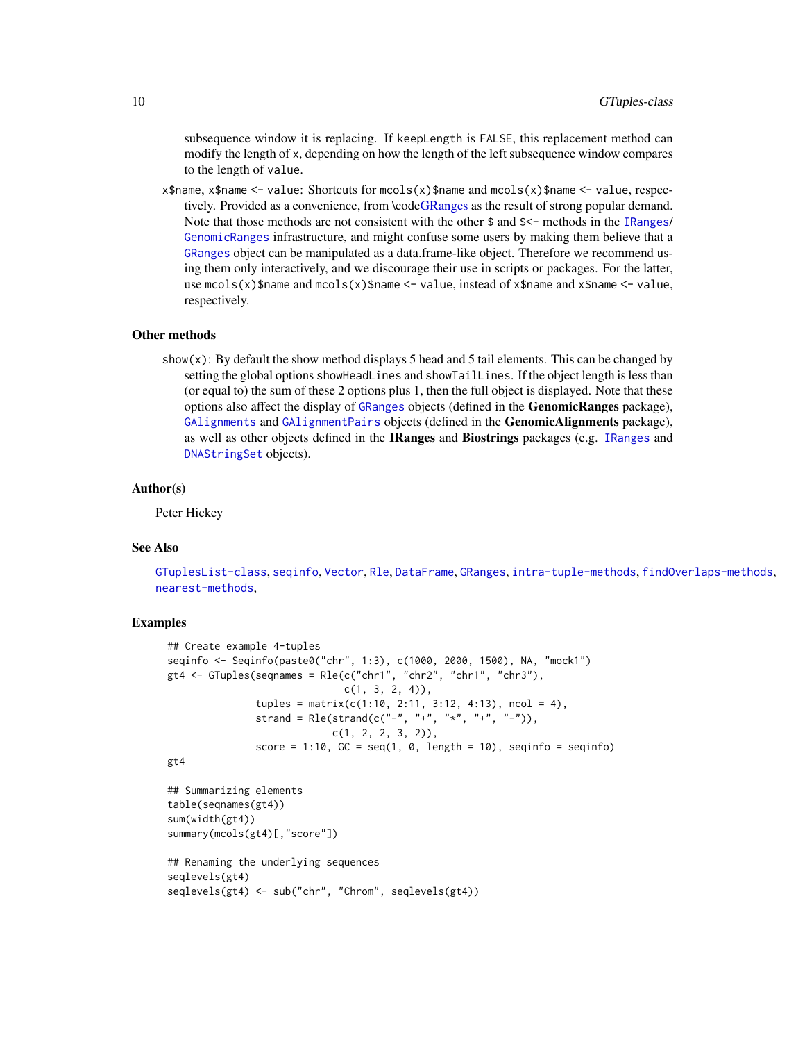subsequence window it is replacing. If `keepLength` is `FALSE`, this replacement method can modify the length of `x`, depending on how the length of the left subsequence window compares to the length of `value`.

`x$name`, `x$name <- value`: Shortcuts for `mcols(x)$name` and `mcols(x)$name <- value`, respectively. Provided as a convenience, from \codeGRanges as the result of strong popular demand. Note that those methods are not consistent with the other `$` and `$<-` methods in the `IRanges`/`GenomicRanges` infrastructure, and might confuse some users by making them believe that a `GRanges` object can be manipulated as a data.frame-like object. Therefore we recommend using them only interactively, and we discourage their use in scripts or packages. For the latter, use `mcols(x)$name` and `mcols(x)$name <- value`, instead of `x$name` and `x$name <- value`, respectively.

### Other methods

`show(x)`: By default the show method displays 5 head and 5 tail elements. This can be changed by setting the global options `showHeadLines` and `showTailLines`. If the object length is less than (or equal to) the sum of these 2 options plus 1, then the full object is displayed. Note that these options also affect the display of `GRanges` objects (defined in the **GenomicRanges** package), `GAlignments` and `GAlignmentPairs` objects (defined in the **GenomicAlignments** package), as well as other objects defined in the **IRanges** and **Biostrings** packages (e.g. `IRanges` and `DNAStringSet` objects).

### Author(s)

Peter Hickey

### See Also

`GTuplesList-class`, `seqinfo`, `Vector`, `Rle`, `DataFrame`, `GRanges`, `intra-tuple-methods`, `findOverlaps-methods`, `nearest-methods`,

### Examples

```
## Create example 4-tuples
seqinfo <- Seqinfo(paste0("chr", 1:3), c(1000, 2000, 1500), NA, "mock1")
gt4 <- GTuples(seqnames = Rle(c("chr1", "chr2", "chr1", "chr3"),
                              c(1, 3, 2, 4)),
               tuples = matrix(c(1:10, 2:11, 3:12, 4:13), ncol = 4),
               strand = Rle(strand(c("-", "+", "*", "+", "-")),
                            c(1, 2, 2, 3, 2)),
               score = 1:10, GC = seq(1, 0, length = 10), seqinfo = seqinfo)
gt4

## Summarizing elements
table(seqnames(gt4))
sum(width(gt4))
summary(mcols(gt4)[,"score"])

## Renaming the underlying sequences
seqlevels(gt4)
seqlevels(gt4) <- sub("chr", "Chrom", seqlevels(gt4))
```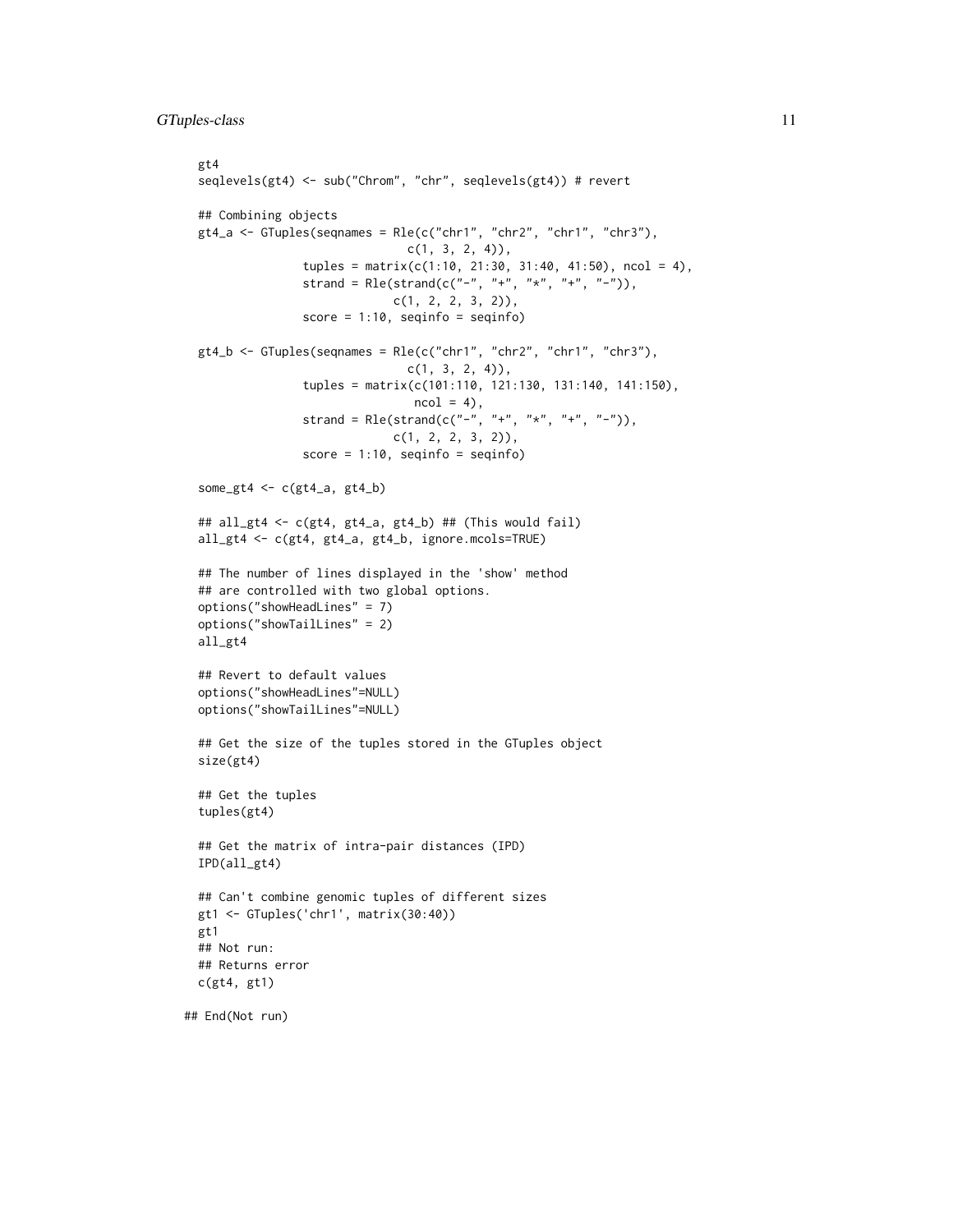```
  gt4
  seqlevels(gt4) <- sub("Chrom", "chr", seqlevels(gt4)) # revert

  ## Combining objects
  gt4_a <- GTuples(seqnames = Rle(c("chr1", "chr2", "chr1", "chr3"),
                              c(1, 3, 2, 4)),
                 tuples = matrix(c(1:10, 21:30, 31:40, 41:50), ncol = 4),
                 strand = Rle(strand(c("-", "+", "*", "+", "-")),
                            c(1, 2, 2, 3, 2)),
                 score = 1:10, seqinfo = seqinfo)

  gt4_b <- GTuples(seqnames = Rle(c("chr1", "chr2", "chr1", "chr3"),
                              c(1, 3, 2, 4)),
                 tuples = matrix(c(101:110, 121:130, 131:140, 141:150),
                                ncol = 4),
                 strand = Rle(strand(c("-", "+", "*", "+", "-")),
                            c(1, 2, 2, 3, 2)),
                 score = 1:10, seqinfo = seqinfo)

  some_gt4 <- c(gt4_a, gt4_b)

  ## all_gt4 <- c(gt4, gt4_a, gt4_b) ## (This would fail)
  all_gt4 <- c(gt4, gt4_a, gt4_b, ignore.mcols=TRUE)

  ## The number of lines displayed in the 'show' method
  ## are controlled with two global options.
  options("showHeadLines" = 7)
  options("showTailLines" = 2)
  all_gt4

  ## Revert to default values
  options("showHeadLines"=NULL)
  options("showTailLines"=NULL)

  ## Get the size of the tuples stored in the GTuples object
  size(gt4)

  ## Get the tuples
  tuples(gt4)

  ## Get the matrix of intra-pair distances (IPD)
  IPD(all_gt4)

  ## Can't combine genomic tuples of different sizes
  gt1 <- GTuples('chr1', matrix(30:40))
  gt1
  ## Not run:
  ## Returns error
  c(gt4, gt1)

## End(Not run)
```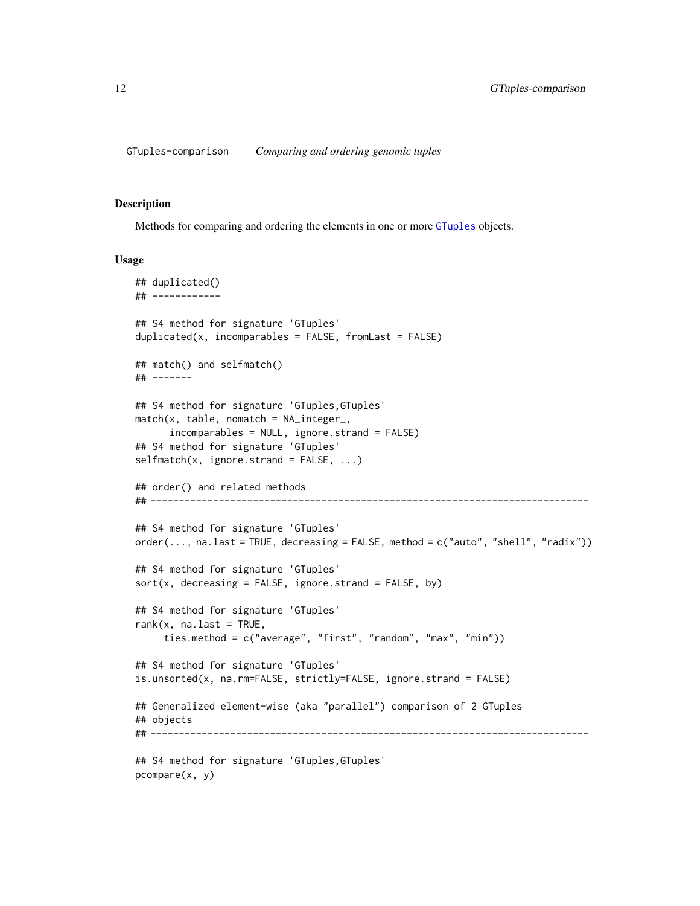GTuples-comparison    *Comparing and ordering genomic tuples*

## Description

Methods for comparing and ordering the elements in one or more `GTuples` objects.

## Usage

```
## duplicated()
## ------------

## S4 method for signature 'GTuples'
duplicated(x, incomparables = FALSE, fromLast = FALSE)

## match() and selfmatch()
## -------

## S4 method for signature 'GTuples,GTuples'
match(x, table, nomatch = NA_integer_,
      incomparables = NULL, ignore.strand = FALSE)
## S4 method for signature 'GTuples'
selfmatch(x, ignore.strand = FALSE, ...)

## order() and related methods
## ----------------------------------------------------------------------------

## S4 method for signature 'GTuples'
order(..., na.last = TRUE, decreasing = FALSE, method = c("auto", "shell", "radix"))

## S4 method for signature 'GTuples'
sort(x, decreasing = FALSE, ignore.strand = FALSE, by)

## S4 method for signature 'GTuples'
rank(x, na.last = TRUE,
     ties.method = c("average", "first", "random", "max", "min"))

## S4 method for signature 'GTuples'
is.unsorted(x, na.rm=FALSE, strictly=FALSE, ignore.strand = FALSE)

## Generalized element-wise (aka "parallel") comparison of 2 GTuples
## objects
## ----------------------------------------------------------------------------

## S4 method for signature 'GTuples,GTuples'
pcompare(x, y)
```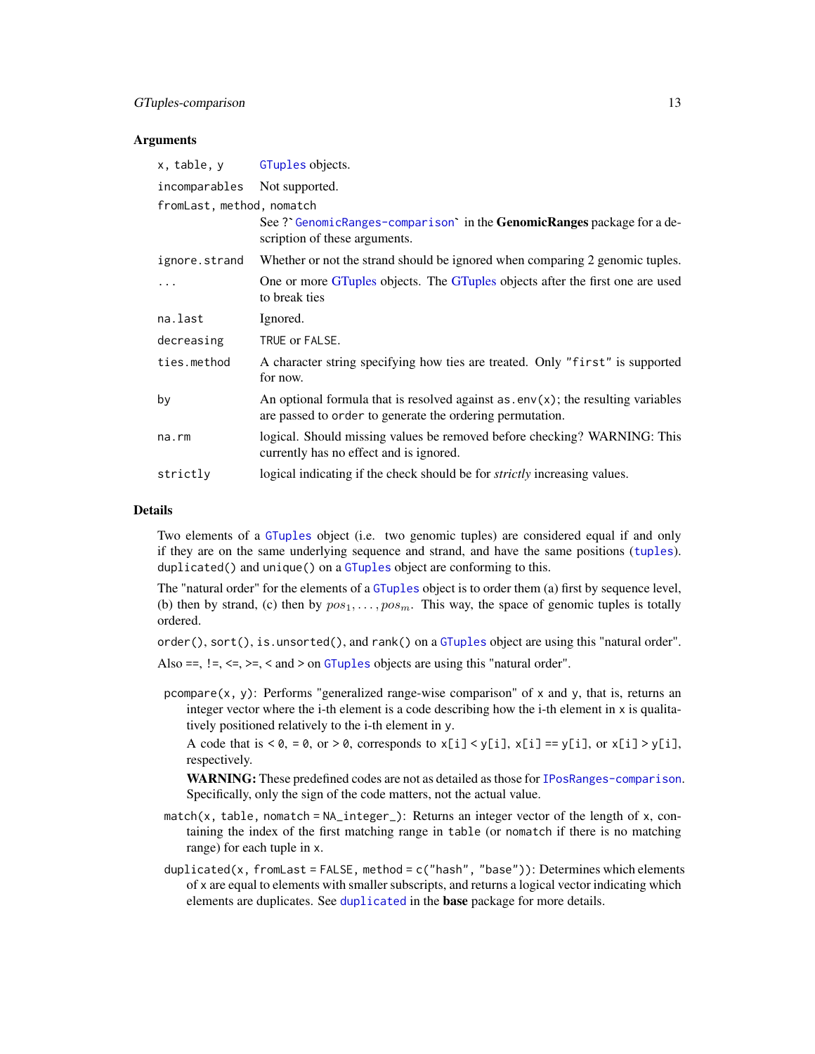### Arguments

| | |
|---|---|
| `x, table, y` | `GTuples` objects. |
| `incomparables` | Not supported. |
| `fromLast, method, nomatch` | See ?`` `GenomicRanges-comparison` `` in the **GenomicRanges** package for a description of these arguments. |
| `ignore.strand` | Whether or not the strand should be ignored when comparing 2 genomic tuples. |
| `...` | One or more GTuples objects. The GTuples objects after the first one are used to break ties |
| `na.last` | Ignored. |
| `decreasing` | `TRUE` or `FALSE`. |
| `ties.method` | A character string specifying how ties are treated. Only `"first"` is supported for now. |
| `by` | An optional formula that is resolved against `as.env(x)`; the resulting variables are passed to `order` to generate the ordering permutation. |
| `na.rm` | logical. Should missing values be removed before checking? WARNING: This currently has no effect and is ignored. |
| `strictly` | logical indicating if the check should be for *strictly* increasing values. |

### Details

Two elements of a `GTuples` object (i.e. two genomic tuples) are considered equal if and only if they are on the same underlying sequence and strand, and have the same positions (`tuples`). `duplicated()` and `unique()` on a `GTuples` object are conforming to this.

The "natural order" for the elements of a `GTuples` object is to order them (a) first by sequence level, (b) then by strand, (c) then by $pos_1, \ldots, pos_m$. This way, the space of genomic tuples is totally ordered.

`order()`, `sort()`, `is.unsorted()`, and `rank()` on a `GTuples` object are using this "natural order".

Also ==, !=, <=, >=, < and > on `GTuples` objects are using this "natural order".

`pcompare(x, y)`: Performs "generalized range-wise comparison" of `x` and `y`, that is, returns an integer vector where the i-th element is a code describing how the i-th element in `x` is qualitatively positioned relatively to the i-th element in `y`.

A code that is `< 0`, `= 0`, or `> 0`, corresponds to `x[i] < y[i]`, `x[i] == y[i]`, or `x[i] > y[i]`, respectively.

**WARNING:** These predefined codes are not as detailed as those for `IPosRanges-comparison`. Specifically, only the sign of the code matters, not the actual value.

`match(x, table, nomatch = NA_integer_)`: Returns an integer vector of the length of `x`, containing the index of the first matching range in `table` (or `nomatch` if there is no matching range) for each tuple in `x`.

`duplicated(x, fromLast = FALSE, method = c("hash", "base"))`: Determines which elements of `x` are equal to elements with smaller subscripts, and returns a logical vector indicating which elements are duplicates. See `duplicated` in the **base** package for more details.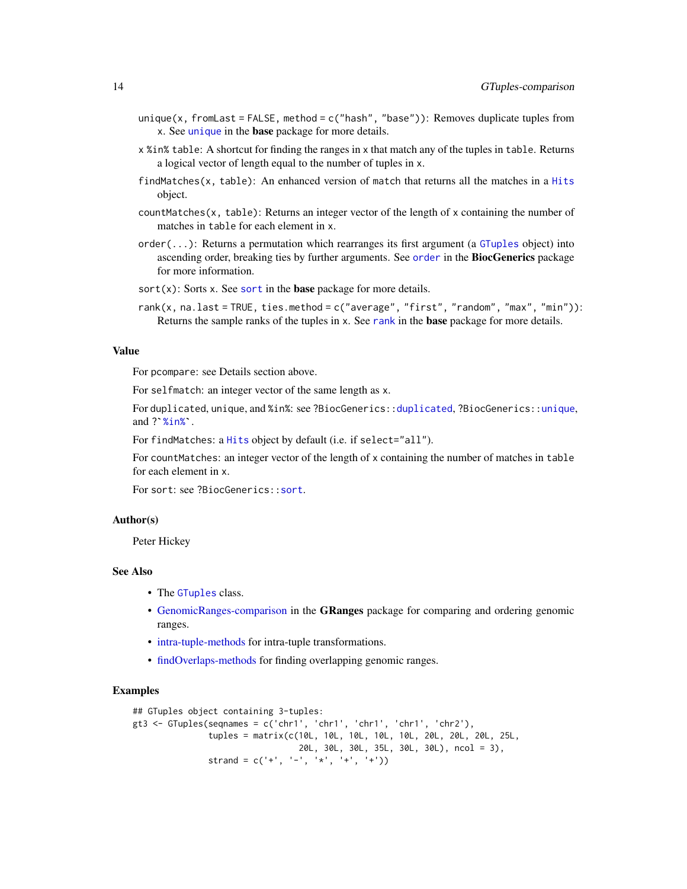`unique(x, fromLast = FALSE, method = c("hash", "base"))`: Removes duplicate tuples from `x`. See `unique` in the **base** package for more details.

`x %in% table`: A shortcut for finding the ranges in `x` that match any of the tuples in `table`. Returns a logical vector of length equal to the number of tuples in `x`.

`findMatches(x, table)`: An enhanced version of `match` that returns all the matches in a `Hits` object.

`countMatches(x, table)`: Returns an integer vector of the length of `x` containing the number of matches in `table` for each element in `x`.

`order(...)`: Returns a permutation which rearranges its first argument (a `GTuples` object) into ascending order, breaking ties by further arguments. See `order` in the **BiocGenerics** package for more information.

`sort(x)`: Sorts `x`. See `sort` in the **base** package for more details.

`rank(x, na.last = TRUE, ties.method = c("average", "first", "random", "max", "min"))`: Returns the sample ranks of the tuples in `x`. See `rank` in the **base** package for more details.

## Value

For `pcompare`: see Details section above.

For `selfmatch`: an integer vector of the same length as `x`.

For `duplicated`, `unique`, and `%in%`: see `?BiocGenerics::duplicated`, `?BiocGenerics::unique`, and ``?`%in%` ``.

For `findMatches`: a `Hits` object by default (i.e. if `select="all"`).

For `countMatches`: an integer vector of the length of `x` containing the number of matches in `table` for each element in `x`.

For `sort`: see `?BiocGenerics::sort`.

## Author(s)

Peter Hickey

## See Also

- The `GTuples` class.
- GenomicRanges-comparison in the **GRanges** package for comparing and ordering genomic ranges.
- intra-tuple-methods for intra-tuple transformations.
- findOverlaps-methods for finding overlapping genomic ranges.

## Examples

```
## GTuples object containing 3-tuples:
gt3 <- GTuples(seqnames = c('chr1', 'chr1', 'chr1', 'chr1', 'chr2'),
               tuples = matrix(c(10L, 10L, 10L, 10L, 10L, 20L, 20L, 20L, 25L,
                                 20L, 30L, 30L, 35L, 30L, 30L), ncol = 3),
               strand = c('+', '-', '*', '+', '+'))
```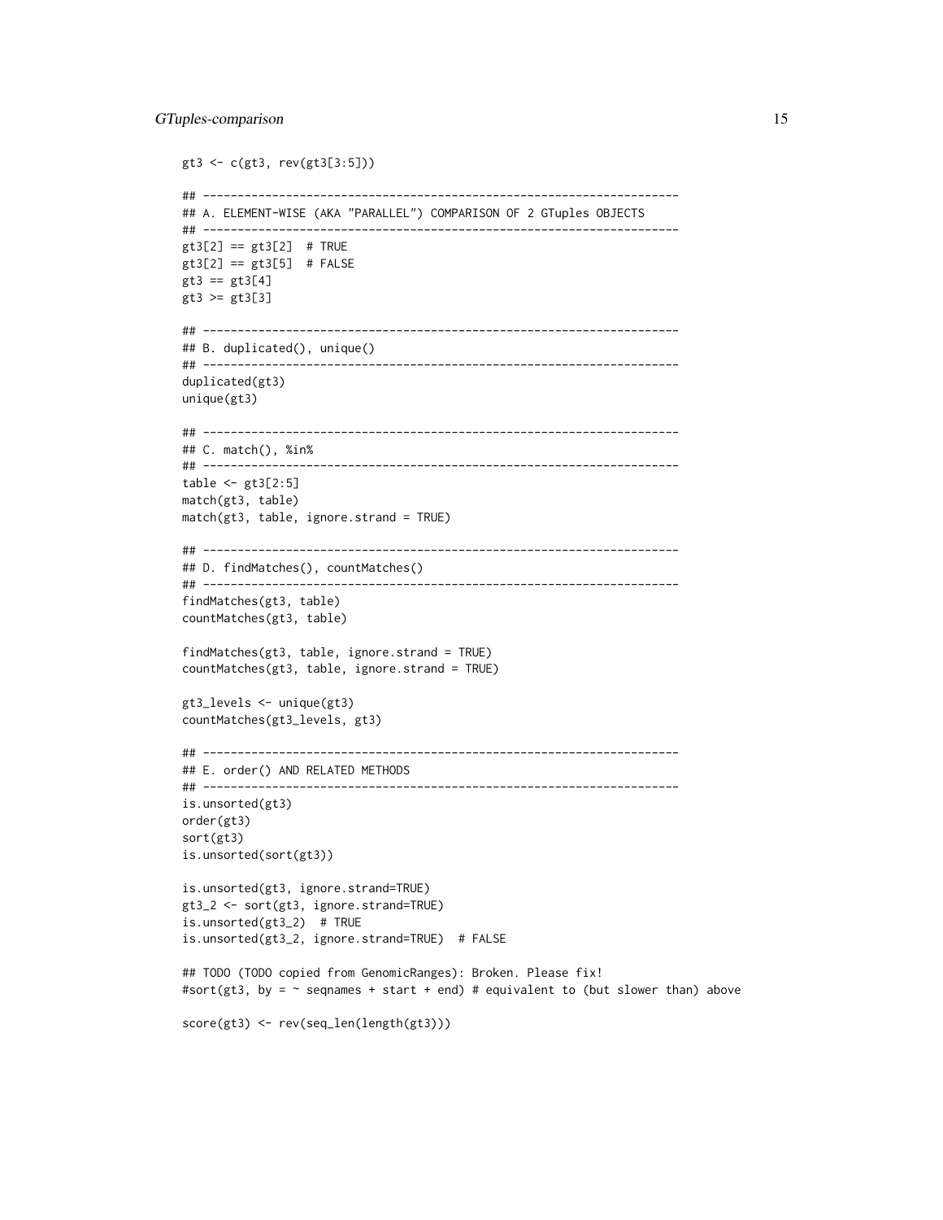```
gt3 <- c(gt3, rev(gt3[3:5]))

## ---------------------------------------------------------------------
## A. ELEMENT-WISE (AKA "PARALLEL") COMPARISON OF 2 GTuples OBJECTS
## ---------------------------------------------------------------------
gt3[2] == gt3[2]  # TRUE
gt3[2] == gt3[5]  # FALSE
gt3 == gt3[4]
gt3 >= gt3[3]

## ---------------------------------------------------------------------
## B. duplicated(), unique()
## ---------------------------------------------------------------------
duplicated(gt3)
unique(gt3)

## ---------------------------------------------------------------------
## C. match(), %in%
## ---------------------------------------------------------------------
table <- gt3[2:5]
match(gt3, table)
match(gt3, table, ignore.strand = TRUE)

## ---------------------------------------------------------------------
## D. findMatches(), countMatches()
## ---------------------------------------------------------------------
findMatches(gt3, table)
countMatches(gt3, table)

findMatches(gt3, table, ignore.strand = TRUE)
countMatches(gt3, table, ignore.strand = TRUE)

gt3_levels <- unique(gt3)
countMatches(gt3_levels, gt3)

## ---------------------------------------------------------------------
## E. order() AND RELATED METHODS
## ---------------------------------------------------------------------
is.unsorted(gt3)
order(gt3)
sort(gt3)
is.unsorted(sort(gt3))

is.unsorted(gt3, ignore.strand=TRUE)
gt3_2 <- sort(gt3, ignore.strand=TRUE)
is.unsorted(gt3_2)  # TRUE
is.unsorted(gt3_2, ignore.strand=TRUE)  # FALSE

## TODO (TODO copied from GenomicRanges): Broken. Please fix!
#sort(gt3, by = ~ seqnames + start + end) # equivalent to (but slower than) above

score(gt3) <- rev(seq_len(length(gt3)))
```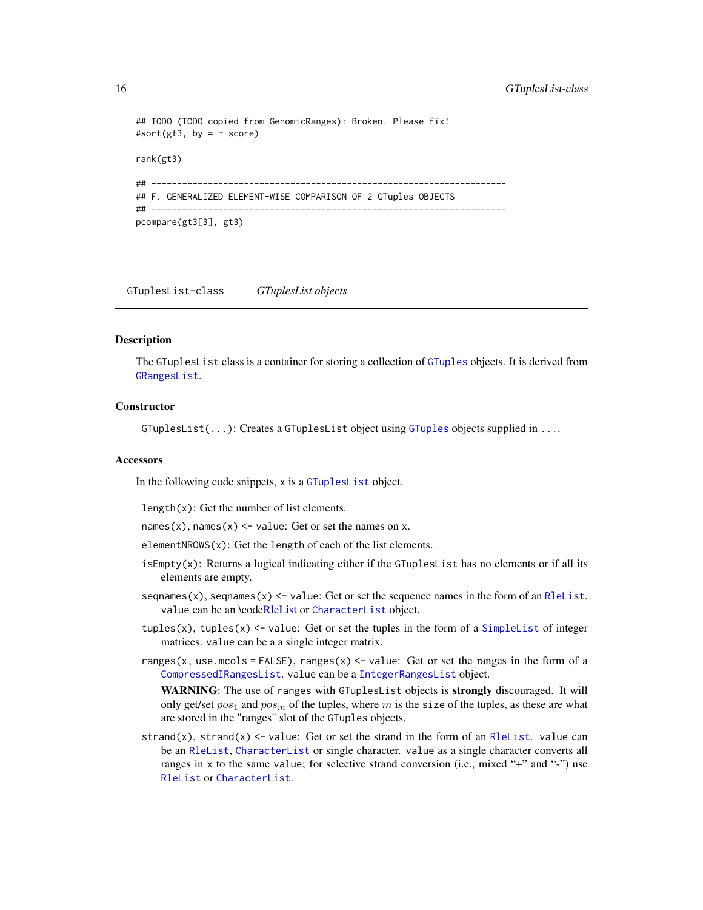```
## TODO (TODO copied from GenomicRanges): Broken. Please fix!
#sort(gt3, by = ~ score)

rank(gt3)

## ---------------------------------------------------------------------
## F. GENERALIZED ELEMENT-WISE COMPARISON OF 2 GTuples OBJECTS
## ---------------------------------------------------------------------
pcompare(gt3[3], gt3)
```

---

GTuplesList-class        *GTuplesList objects*

---

### Description

The `GTuplesList` class is a container for storing a collection of `GTuples` objects. It is derived from `GRangesList`.

### Constructor

`GTuplesList(...)`: Creates a `GTuplesList` object using `GTuples` objects supplied in `...`.

### Accessors

In the following code snippets, `x` is a `GTuplesList` object.

`length(x)`: Get the number of list elements.

`names(x)`, `names(x) <- value`: Get or set the names on `x`.

`elementNROWS(x)`: Get the `length` of each of the list elements.

`isEmpty(x)`: Returns a logical indicating either if the `GTuplesList` has no elements or if all its elements are empty.

`seqnames(x)`, `seqnames(x) <- value`: Get or set the sequence names in the form of an `RleList`. `value` can be an \codeRleList or `CharacterList` object.

`tuples(x)`, `tuples(x) <- value`: Get or set the tuples in the form of a `SimpleList` of integer matrices. `value` can be a a single integer matrix.

`ranges(x, use.mcols = FALSE)`, `ranges(x) <- value`: Get or set the ranges in the form of a `CompressedIRangesList`. `value` can be a `IntegerRangesList` object.

**WARNING**: The use of `ranges` with `GTuplesList` objects is **strongly** discouraged. It will only get/set $pos_1$ and $pos_m$ of the tuples, where $m$ is the `size` of the tuples, as these are what are stored in the "ranges" slot of the `GTuples` objects.

`strand(x)`, `strand(x) <- value`: Get or set the strand in the form of an `RleList`. `value` can be an `RleList`, `CharacterList` or single character. `value` as a single character converts all ranges in `x` to the same `value`; for selective strand conversion (i.e., mixed "+" and "-") use `RleList` or `CharacterList`.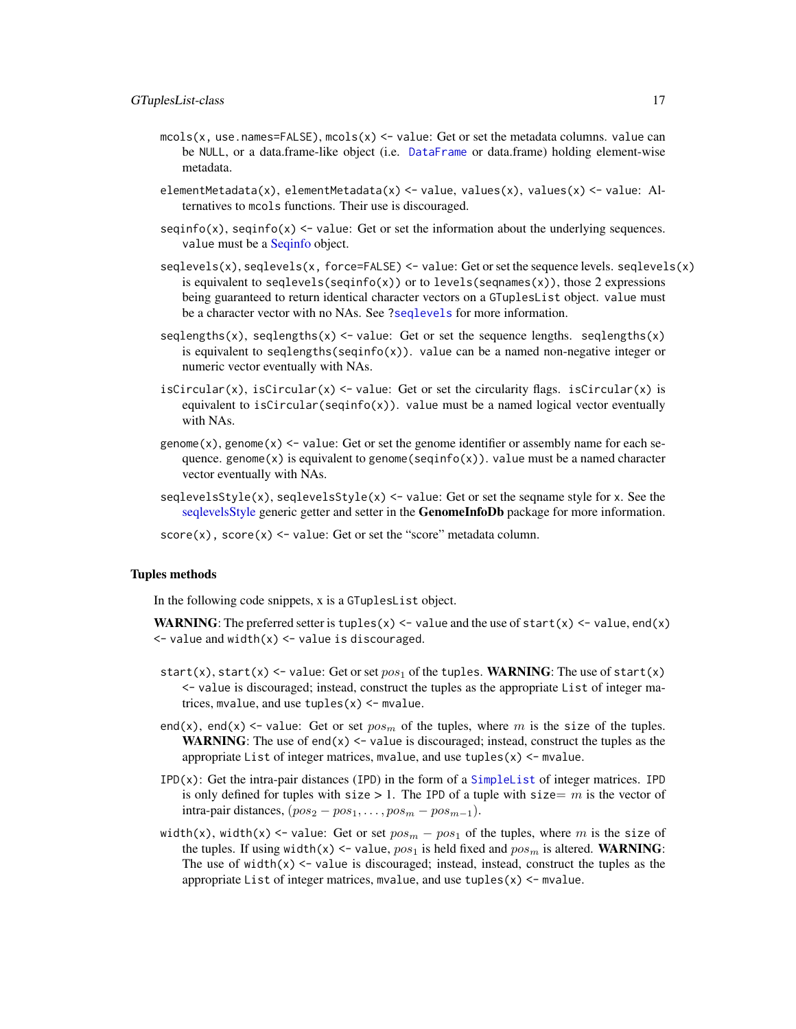`mcols(x, use.names=FALSE)`, `mcols(x) <- value`: Get or set the metadata columns. `value` can be `NULL`, or a data.frame-like object (i.e. `DataFrame` or data.frame) holding element-wise metadata.

`elementMetadata(x)`, `elementMetadata(x) <- value`, `values(x)`, `values(x) <- value`: Alternatives to `mcols` functions. Their use is discouraged.

`seqinfo(x)`, `seqinfo(x) <- value`: Get or set the information about the underlying sequences. `value` must be a Seqinfo object.

`seqlevels(x)`, `seqlevels(x, force=FALSE) <- value`: Get or set the sequence levels. `seqlevels(x)` is equivalent to `seqlevels(seqinfo(x))` or to `levels(seqnames(x))`, those 2 expressions being guaranteed to return identical character vectors on a `GTuplesList` object. `value` must be a character vector with no NAs. See `?seqlevels` for more information.

`seqlengths(x)`, `seqlengths(x) <- value`: Get or set the sequence lengths. `seqlengths(x)` is equivalent to `seqlengths(seqinfo(x))`. `value` can be a named non-negative integer or numeric vector eventually with NAs.

`isCircular(x)`, `isCircular(x) <- value`: Get or set the circularity flags. `isCircular(x)` is equivalent to `isCircular(seqinfo(x))`. `value` must be a named logical vector eventually with NAs.

`genome(x)`, `genome(x) <- value`: Get or set the genome identifier or assembly name for each sequence. `genome(x)` is equivalent to `genome(seqinfo(x))`. `value` must be a named character vector eventually with NAs.

`seqlevelsStyle(x)`, `seqlevelsStyle(x) <- value`: Get or set the seqname style for `x`. See the seqlevelsStyle generic getter and setter in the **GenomeInfoDb** package for more information.

`score(x)`, `score(x) <- value`: Get or set the "score" metadata column.

### Tuples methods

In the following code snippets, x is a `GTuplesList` object.

**WARNING**: The preferred setter is `tuples(x) <- value` and the use of `start(x) <- value`, `end(x) <- value` and `width(x) <- value` is discouraged.

`start(x)`, `start(x) <- value`: Get or set $pos_1$ of the `tuples`. **WARNING**: The use of `start(x) <- value` is discouraged; instead, construct the tuples as the appropriate `List` of integer matrices, `mvalue`, and use `tuples(x) <- mvalue`.

`end(x)`, `end(x) <- value`: Get or set $pos_m$ of the tuples, where $m$ is the `size` of the tuples. **WARNING**: The use of `end(x) <- value` is discouraged; instead, construct the tuples as the appropriate `List` of integer matrices, `mvalue`, and use `tuples(x) <- mvalue`.

`IPD(x)`: Get the intra-pair distances (`IPD`) in the form of a `SimpleList` of integer matrices. `IPD` is only defined for tuples with `size` > 1. The `IPD` of a tuple with `size`$= m$ is the vector of intra-pair distances, $(pos_2 - pos_1, \ldots, pos_m - pos_{m-1})$.

`width(x)`, `width(x) <- value`: Get or set $pos_m - pos_1$ of the tuples, where $m$ is the `size` of the tuples. If using `width(x) <- value`, $pos_1$ is held fixed and $pos_m$ is altered. **WARNING**: The use of `width(x) <- value` is discouraged; instead, instead, construct the tuples as the appropriate `List` of integer matrices, `mvalue`, and use `tuples(x) <- mvalue`.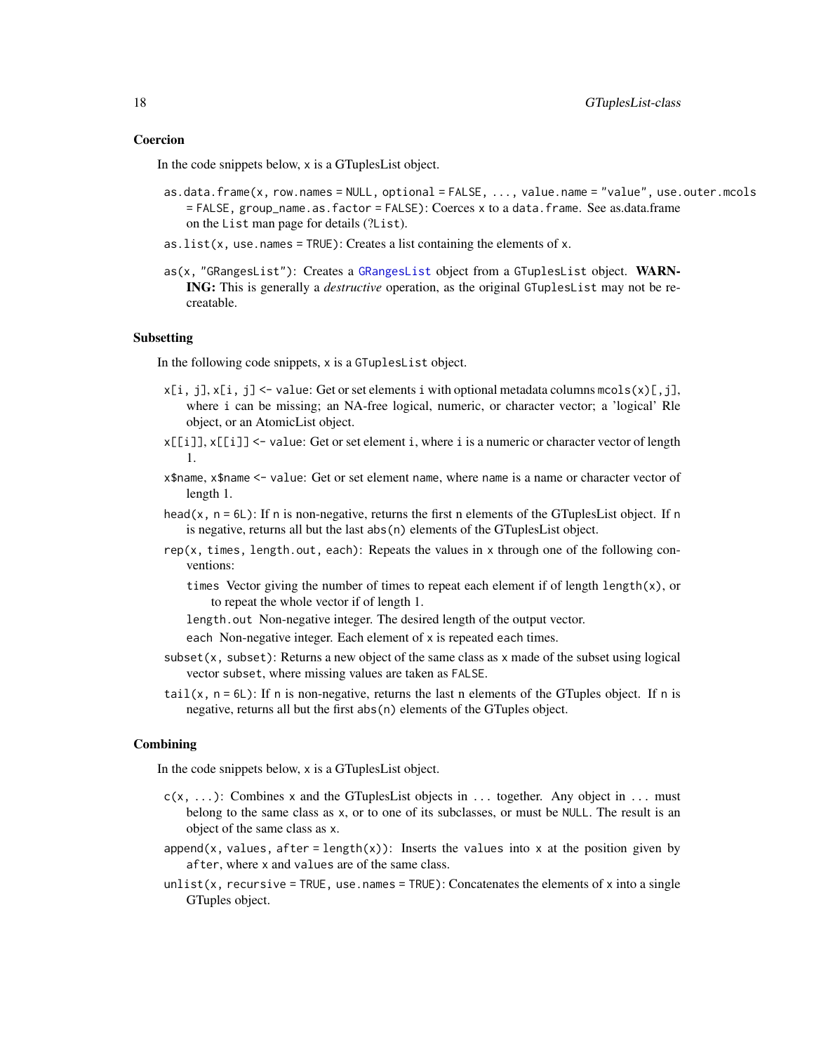### Coercion

In the code snippets below, `x` is a GTuplesList object.

- `as.data.frame(x, row.names = NULL, optional = FALSE, ..., value.name = "value", use.outer.mcols = FALSE, group_name.as.factor = FALSE)`: Coerces `x` to a `data.frame`. See as.data.frame on the `List` man page for details (`?List`).
- `as.list(x, use.names = TRUE)`: Creates a list containing the elements of `x`.
- `as(x, "GRangesList")`: Creates a `GRangesList` object from a `GTuplesList` object. **WARNING:** This is generally a *destructive* operation, as the original `GTuplesList` may not be recreatable.

### Subsetting

In the following code snippets, `x` is a `GTuplesList` object.

- `x[i, j]`, `x[i, j] <- value`: Get or set elements `i` with optional metadata columns `mcols(x)[,j]`, where `i` can be missing; an NA-free logical, numeric, or character vector; a 'logical' Rle object, or an AtomicList object.
- `x[[i]]`, `x[[i]] <- value`: Get or set element `i`, where `i` is a numeric or character vector of length 1.
- `x$name`, `x$name <- value`: Get or set element `name`, where `name` is a name or character vector of length 1.
- `head(x, n = 6L)`: If `n` is non-negative, returns the first n elements of the GTuplesList object. If `n` is negative, returns all but the last `abs(n)` elements of the GTuplesList object.
- `rep(x, times, length.out, each)`: Repeats the values in `x` through one of the following conventions:
  - `times` Vector giving the number of times to repeat each element if of length `length(x)`, or to repeat the whole vector if of length 1.
  - `length.out` Non-negative integer. The desired length of the output vector.
  - `each` Non-negative integer. Each element of `x` is repeated `each` times.
- `subset(x, subset)`: Returns a new object of the same class as `x` made of the subset using logical vector `subset`, where missing values are taken as `FALSE`.
- `tail(x, n = 6L)`: If `n` is non-negative, returns the last n elements of the GTuples object. If `n` is negative, returns all but the first `abs(n)` elements of the GTuples object.

### Combining

In the code snippets below, `x` is a GTuplesList object.

- `c(x, ...)`: Combines `x` and the GTuplesList objects in `...` together. Any object in `...` must belong to the same class as `x`, or to one of its subclasses, or must be `NULL`. The result is an object of the same class as `x`.
- `append(x, values, after = length(x))`: Inserts the `values` into `x` at the position given by `after`, where `x` and `values` are of the same class.
- `unlist(x, recursive = TRUE, use.names = TRUE)`: Concatenates the elements of `x` into a single GTuples object.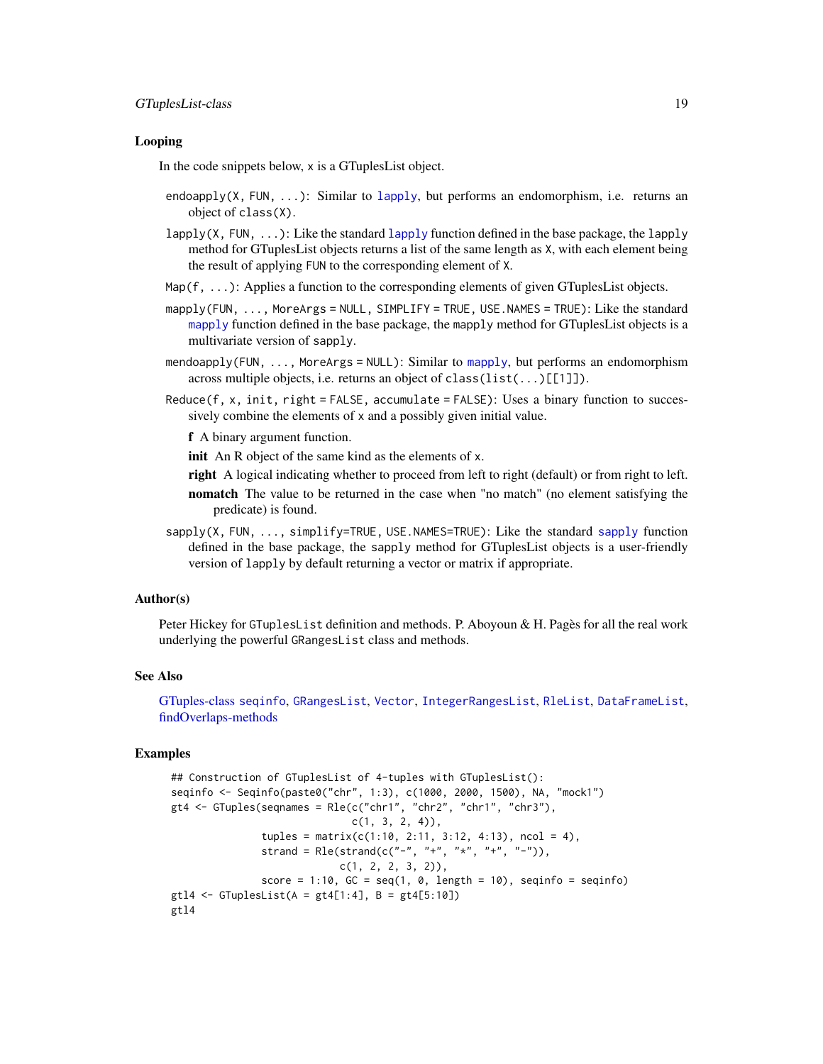## Looping

In the code snippets below, `x` is a GTuplesList object.

`endoapply(X, FUN, ...)`: Similar to `lapply`, but performs an endomorphism, i.e. returns an object of `class(X)`.

`lapply(X, FUN, ...)`: Like the standard `lapply` function defined in the base package, the `lapply` method for GTuplesList objects returns a list of the same length as `X`, with each element being the result of applying `FUN` to the corresponding element of `X`.

`Map(f, ...)`: Applies a function to the corresponding elements of given GTuplesList objects.

`mapply(FUN, ..., MoreArgs = NULL, SIMPLIFY = TRUE, USE.NAMES = TRUE)`: Like the standard `mapply` function defined in the base package, the `mapply` method for GTuplesList objects is a multivariate version of `sapply`.

`mendoapply(FUN, ..., MoreArgs = NULL)`: Similar to `mapply`, but performs an endomorphism across multiple objects, i.e. returns an object of `class(list(...)[[1]])`.

`Reduce(f, x, init, right = FALSE, accumulate = FALSE)`: Uses a binary function to successively combine the elements of `x` and a possibly given initial value.

- **f** A binary argument function.
- **init** An R object of the same kind as the elements of `x`.
- **right** A logical indicating whether to proceed from left to right (default) or from right to left.
- **nomatch** The value to be returned in the case when "no match" (no element satisfying the predicate) is found.

`sapply(X, FUN, ..., simplify=TRUE, USE.NAMES=TRUE)`: Like the standard `sapply` function defined in the base package, the `sapply` method for GTuplesList objects is a user-friendly version of `lapply` by default returning a vector or matrix if appropriate.

## Author(s)

Peter Hickey for `GTuplesList` definition and methods. P. Aboyoun & H. Pagès for all the real work underlying the powerful `GRangesList` class and methods.

## See Also

GTuples-class `seqinfo`, `GRangesList`, `Vector`, `IntegerRangesList`, `RleList`, `DataFrameList`, findOverlaps-methods

## Examples

```
## Construction of GTuplesList of 4-tuples with GTuplesList():
seqinfo <- Seqinfo(paste0("chr", 1:3), c(1000, 2000, 1500), NA, "mock1")
gt4 <- GTuples(seqnames = Rle(c("chr1", "chr2", "chr1", "chr3"),
                              c(1, 3, 2, 4)),
               tuples = matrix(c(1:10, 2:11, 3:12, 4:13), ncol = 4),
               strand = Rle(strand(c("-", "+", "*", "+", "-")),
                            c(1, 2, 2, 3, 2)),
               score = 1:10, GC = seq(1, 0, length = 10), seqinfo = seqinfo)
gtl4 <- GTuplesList(A = gt4[1:4], B = gt4[5:10])
gtl4
```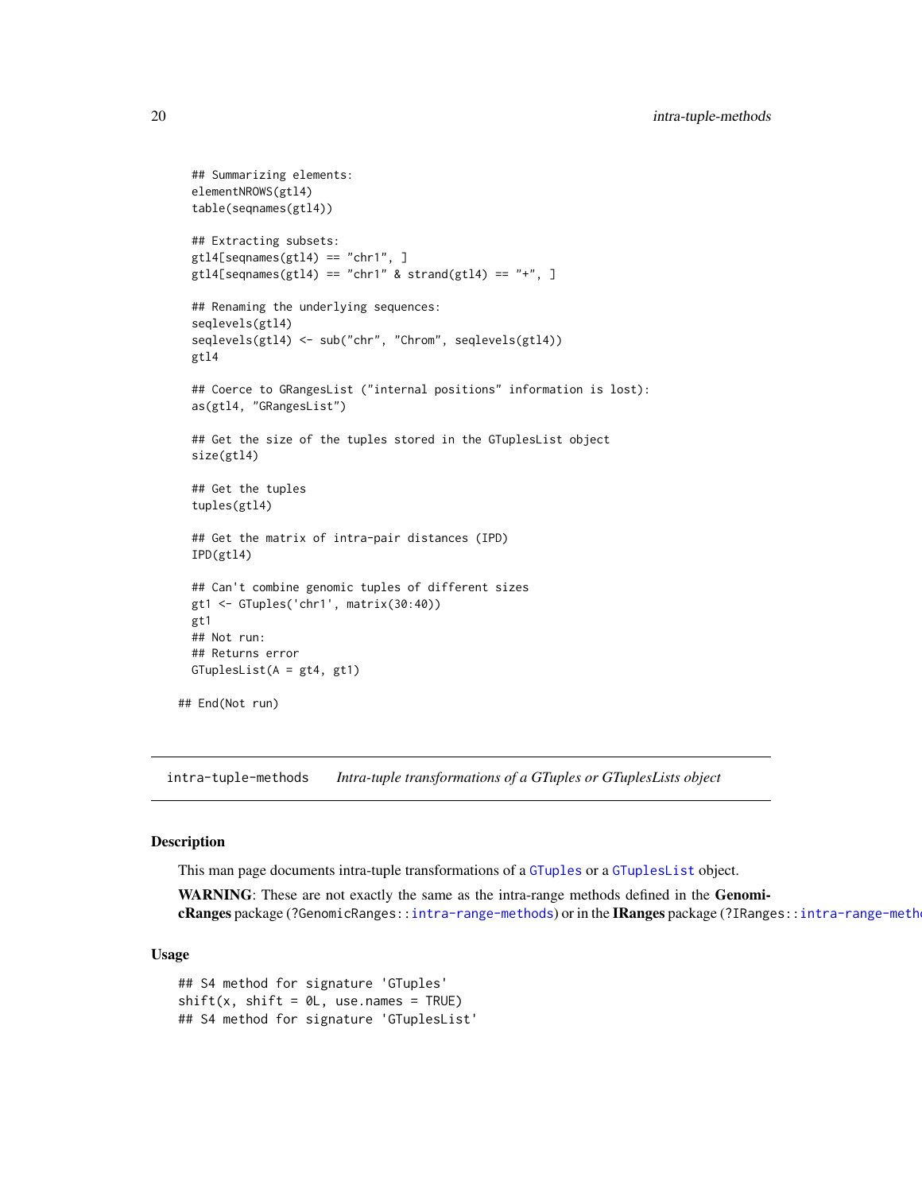```
  ## Summarizing elements:
  elementNROWS(gtl4)
  table(seqnames(gtl4))

  ## Extracting subsets:
  gtl4[seqnames(gtl4) == "chr1", ]
  gtl4[seqnames(gtl4) == "chr1" & strand(gtl4) == "+", ]

  ## Renaming the underlying sequences:
  seqlevels(gtl4)
  seqlevels(gtl4) <- sub("chr", "Chrom", seqlevels(gtl4))
  gtl4

  ## Coerce to GRangesList ("internal positions" information is lost):
  as(gtl4, "GRangesList")

  ## Get the size of the tuples stored in the GTuplesList object
  size(gtl4)

  ## Get the tuples
  tuples(gtl4)

  ## Get the matrix of intra-pair distances (IPD)
  IPD(gtl4)

  ## Can't combine genomic tuples of different sizes
  gt1 <- GTuples('chr1', matrix(30:40))
  gt1
  ## Not run:
  ## Returns error
  GTuplesList(A = gt4, gt1)

## End(Not run)
```

---

`intra-tuple-methods` *Intra-tuple transformations of a GTuples or GTuplesLists object*

---

## Description

This man page documents intra-tuple transformations of a `GTuples` or a `GTuplesList` object.

**WARNING**: These are not exactly the same as the intra-range methods defined in the **GenomicRanges** package (`?GenomicRanges::intra-range-methods`) or in the **IRanges** package (`?IRanges::intra-range-meth`

## Usage

```
## S4 method for signature 'GTuples'
shift(x, shift = 0L, use.names = TRUE)
## S4 method for signature 'GTuplesList'
```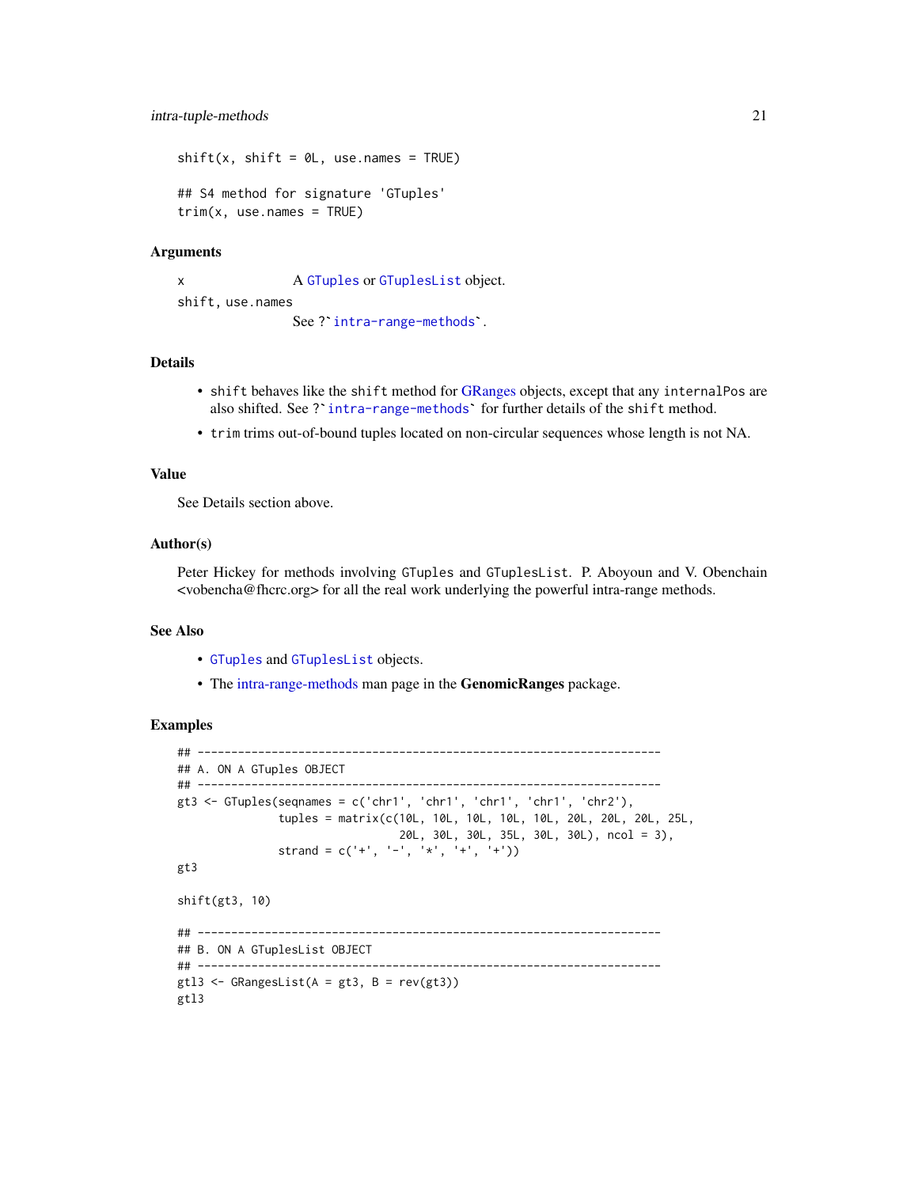```
shift(x, shift = 0L, use.names = TRUE)

## S4 method for signature 'GTuples'
trim(x, use.names = TRUE)
```

## Arguments

- `x` — A `GTuples` or `GTuplesList` object.
- `shift, use.names` — See ?`intra-range-methods`.

## Details

- `shift` behaves like the `shift` method for GRanges objects, except that any `internalPos` are also shifted. See ?`intra-range-methods` for further details of the `shift` method.
- `trim` trims out-of-bound tuples located on non-circular sequences whose length is not NA.

## Value

See Details section above.

## Author(s)

Peter Hickey for methods involving `GTuples` and `GTuplesList`. P. Aboyoun and V. Obenchain <vobencha@fhcrc.org> for all the real work underlying the powerful intra-range methods.

## See Also

- `GTuples` and `GTuplesList` objects.
- The intra-range-methods man page in the **GenomicRanges** package.

## Examples

```
## ---------------------------------------------------------------------
## A. ON A GTuples OBJECT
## ---------------------------------------------------------------------
gt3 <- GTuples(seqnames = c('chr1', 'chr1', 'chr1', 'chr1', 'chr2'),
               tuples = matrix(c(10L, 10L, 10L, 10L, 10L, 20L, 20L, 20L, 25L,
                                 20L, 30L, 30L, 35L, 30L, 30L), ncol = 3),
               strand = c('+', '-', '*', '+', '+'))
gt3

shift(gt3, 10)

## ---------------------------------------------------------------------
## B. ON A GTuplesList OBJECT
## ---------------------------------------------------------------------
gtl3 <- GRangesList(A = gt3, B = rev(gt3))
gtl3
```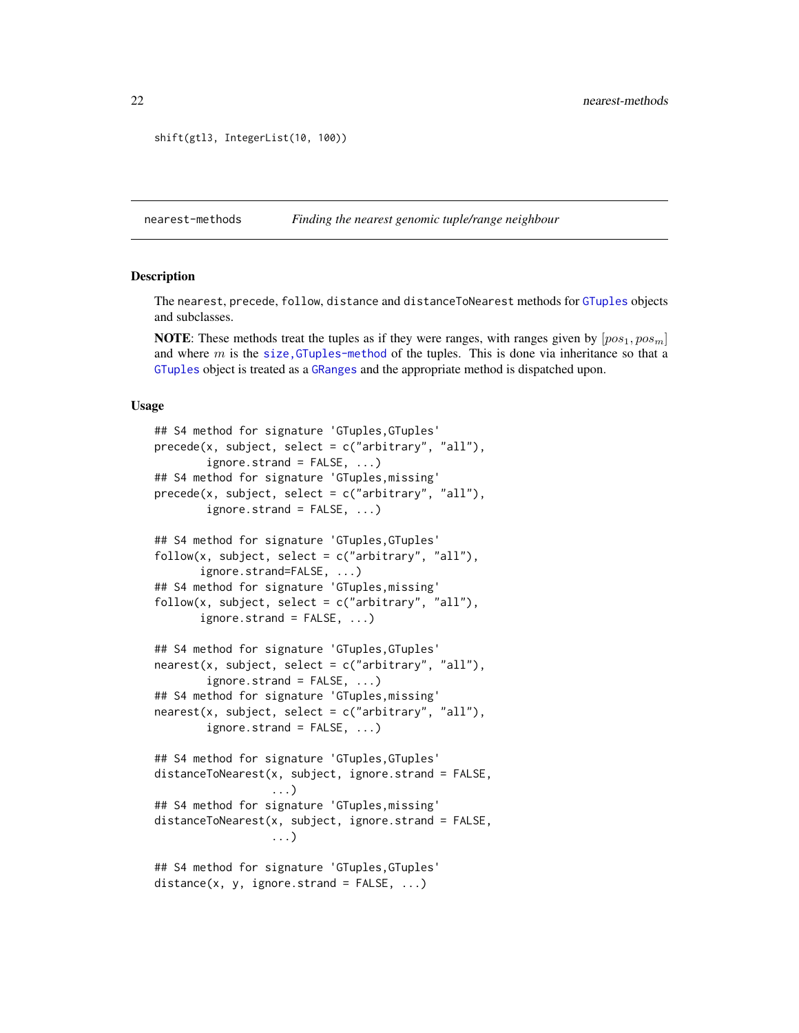```
shift(gtl3, IntegerList(10, 100))
```

## nearest-methods *Finding the nearest genomic tuple/range neighbour*

### Description

The `nearest`, `precede`, `follow`, `distance` and `distanceToNearest` methods for `GTuples` objects and subclasses.

**NOTE**: These methods treat the tuples as if they were ranges, with ranges given by $[pos_1, pos_m]$ and where $m$ is the `size,GTuples-method` of the tuples. This is done via inheritance so that a `GTuples` object is treated as a `GRanges` and the appropriate method is dispatched upon.

### Usage

```
## S4 method for signature 'GTuples,GTuples'
precede(x, subject, select = c("arbitrary", "all"),
        ignore.strand = FALSE, ...)
## S4 method for signature 'GTuples,missing'
precede(x, subject, select = c("arbitrary", "all"),
        ignore.strand = FALSE, ...)

## S4 method for signature 'GTuples,GTuples'
follow(x, subject, select = c("arbitrary", "all"),
       ignore.strand=FALSE, ...)
## S4 method for signature 'GTuples,missing'
follow(x, subject, select = c("arbitrary", "all"),
       ignore.strand = FALSE, ...)

## S4 method for signature 'GTuples,GTuples'
nearest(x, subject, select = c("arbitrary", "all"),
        ignore.strand = FALSE, ...)
## S4 method for signature 'GTuples,missing'
nearest(x, subject, select = c("arbitrary", "all"),
        ignore.strand = FALSE, ...)

## S4 method for signature 'GTuples,GTuples'
distanceToNearest(x, subject, ignore.strand = FALSE,
                  ...)
## S4 method for signature 'GTuples,missing'
distanceToNearest(x, subject, ignore.strand = FALSE,
                  ...)

## S4 method for signature 'GTuples,GTuples'
distance(x, y, ignore.strand = FALSE, ...)
```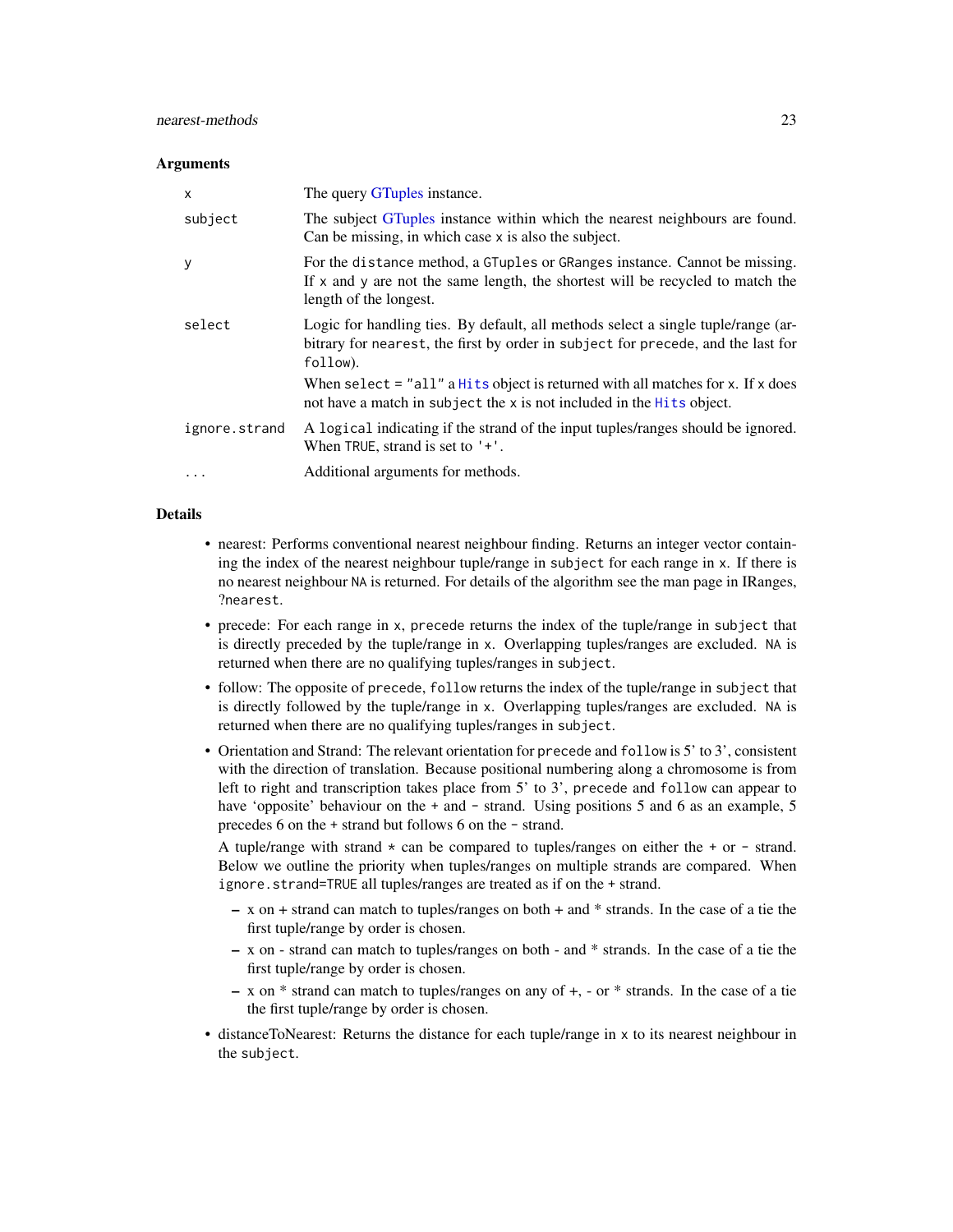### Arguments

| | |
|---|---|
| `x` | The query GTuples instance. |
| `subject` | The subject GTuples instance within which the nearest neighbours are found. Can be missing, in which case `x` is also the subject. |
| `y` | For the `distance` method, a `GTuples` or `GRanges` instance. Cannot be missing. If `x` and `y` are not the same length, the shortest will be recycled to match the length of the longest. |
| `select` | Logic for handling ties. By default, all methods select a single tuple/range (arbitrary for `nearest`, the first by order in `subject` for `precede`, and the last for `follow`). When `select = "all"` a `Hits` object is returned with all matches for `x`. If `x` does not have a match in `subject` the `x` is not included in the `Hits` object. |
| `ignore.strand` | A `logical` indicating if the strand of the input tuples/ranges should be ignored. When `TRUE`, strand is set to `'+'`. |
| `...` | Additional arguments for methods. |

### Details

- nearest: Performs conventional nearest neighbour finding. Returns an integer vector containing the index of the nearest neighbour tuple/range in `subject` for each range in `x`. If there is no nearest neighbour `NA` is returned. For details of the algorithm see the man page in IRanges, `?nearest`.
- precede: For each range in `x`, `precede` returns the index of the tuple/range in `subject` that is directly preceded by the tuple/range in `x`. Overlapping tuples/ranges are excluded. `NA` is returned when there are no qualifying tuples/ranges in `subject`.
- follow: The opposite of `precede`, `follow` returns the index of the tuple/range in `subject` that is directly followed by the tuple/range in `x`. Overlapping tuples/ranges are excluded. `NA` is returned when there are no qualifying tuples/ranges in `subject`.
- Orientation and Strand: The relevant orientation for `precede` and `follow` is 5' to 3', consistent with the direction of translation. Because positional numbering along a chromosome is from left to right and transcription takes place from 5' to 3', `precede` and `follow` can appear to have 'opposite' behaviour on the `+` and `-` strand. Using positions 5 and 6 as an example, 5 precedes 6 on the `+` strand but follows 6 on the `-` strand.

  A tuple/range with strand `*` can be compared to tuples/ranges on either the `+` or `-` strand. Below we outline the priority when tuples/ranges on multiple strands are compared. When `ignore.strand=TRUE` all tuples/ranges are treated as if on the `+` strand.

  - x on + strand can match to tuples/ranges on both + and * strands. In the case of a tie the first tuple/range by order is chosen.
  - x on - strand can match to tuples/ranges on both - and * strands. In the case of a tie the first tuple/range by order is chosen.
  - x on * strand can match to tuples/ranges on any of +, - or * strands. In the case of a tie the first tuple/range by order is chosen.
- distanceToNearest: Returns the distance for each tuple/range in `x` to its nearest neighbour in the `subject`.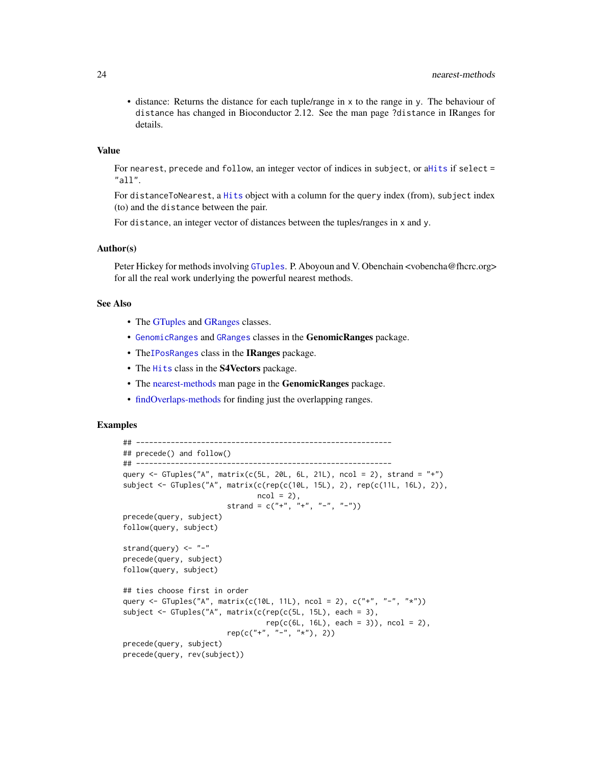- distance: Returns the distance for each tuple/range in x to the range in y. The behaviour of distance has changed in Bioconductor 2.12. See the man page ?distance in IRanges for details.

## Value

For nearest, precede and follow, an integer vector of indices in subject, or aHits if select = "all".

For distanceToNearest, a Hits object with a column for the query index (from), subject index (to) and the distance between the pair.

For distance, an integer vector of distances between the tuples/ranges in x and y.

## Author(s)

Peter Hickey for methods involving GTuples. P. Aboyoun and V. Obenchain <vobencha@fhcrc.org> for all the real work underlying the powerful nearest methods.

## See Also

- The GTuples and GRanges classes.
- GenomicRanges and GRanges classes in the **GenomicRanges** package.
- TheIPosRanges class in the **IRanges** package.
- The Hits class in the **S4Vectors** package.
- The nearest-methods man page in the **GenomicRanges** package.
- findOverlaps-methods for finding just the overlapping ranges.

## Examples

```
## -----------------------------------------------------------
## precede() and follow()
## -----------------------------------------------------------
query <- GTuples("A", matrix(c(5L, 20L, 6L, 21L), ncol = 2), strand = "+")
subject <- GTuples("A", matrix(c(rep(c(10L, 15L), 2), rep(c(11L, 16L), 2)),
                               ncol = 2),
                        strand = c("+", "+", "-", "-"))
precede(query, subject)
follow(query, subject)

strand(query) <- "-"
precede(query, subject)
follow(query, subject)

## ties choose first in order
query <- GTuples("A", matrix(c(10L, 11L), ncol = 2), c("+", "-", "*"))
subject <- GTuples("A", matrix(c(rep(c(5L, 15L), each = 3),
                                 rep(c(6L, 16L), each = 3)), ncol = 2),
                        rep(c("+", "-", "*"), 2))
precede(query, subject)
precede(query, rev(subject))
```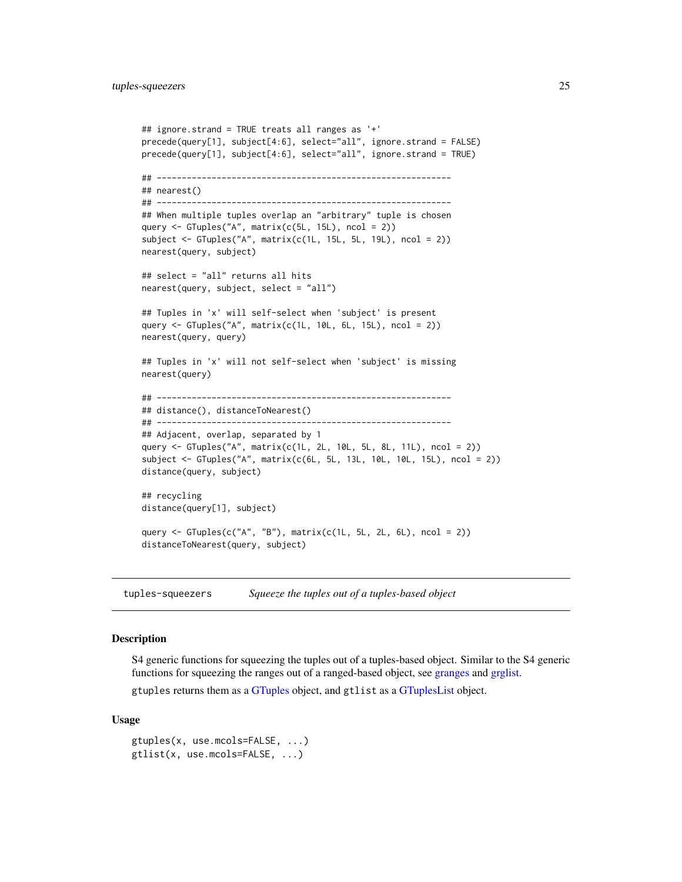```
## ignore.strand = TRUE treats all ranges as '+'
precede(query[1], subject[4:6], select="all", ignore.strand = FALSE)
precede(query[1], subject[4:6], select="all", ignore.strand = TRUE)

## -----------------------------------------------------------
## nearest()
## -----------------------------------------------------------
## When multiple tuples overlap an "arbitrary" tuple is chosen
query <- GTuples("A", matrix(c(5L, 15L), ncol = 2))
subject <- GTuples("A", matrix(c(1L, 15L, 5L, 19L), ncol = 2))
nearest(query, subject)

## select = "all" returns all hits
nearest(query, subject, select = "all")

## Tuples in 'x' will self-select when 'subject' is present
query <- GTuples("A", matrix(c(1L, 10L, 6L, 15L), ncol = 2))
nearest(query, query)

## Tuples in 'x' will not self-select when 'subject' is missing
nearest(query)

## -----------------------------------------------------------
## distance(), distanceToNearest()
## -----------------------------------------------------------
## Adjacent, overlap, separated by 1
query <- GTuples("A", matrix(c(1L, 2L, 10L, 5L, 8L, 11L), ncol = 2))
subject <- GTuples("A", matrix(c(6L, 5L, 13L, 10L, 10L, 15L), ncol = 2))
distance(query, subject)

## recycling
distance(query[1], subject)

query <- GTuples(c("A", "B"), matrix(c(1L, 5L, 2L, 6L), ncol = 2))
distanceToNearest(query, subject)
```

---

`tuples-squeezers` *Squeeze the tuples out of a tuples-based object*

---

### Description

S4 generic functions for squeezing the tuples out of a tuples-based object. Similar to the S4 generic functions for squeezing the ranges out of a ranged-based object, see granges and grglist.

`gtuples` returns them as a GTuples object, and `gtlist` as a GTuplesList object.

### Usage

```
gtuples(x, use.mcols=FALSE, ...)
gtlist(x, use.mcols=FALSE, ...)
```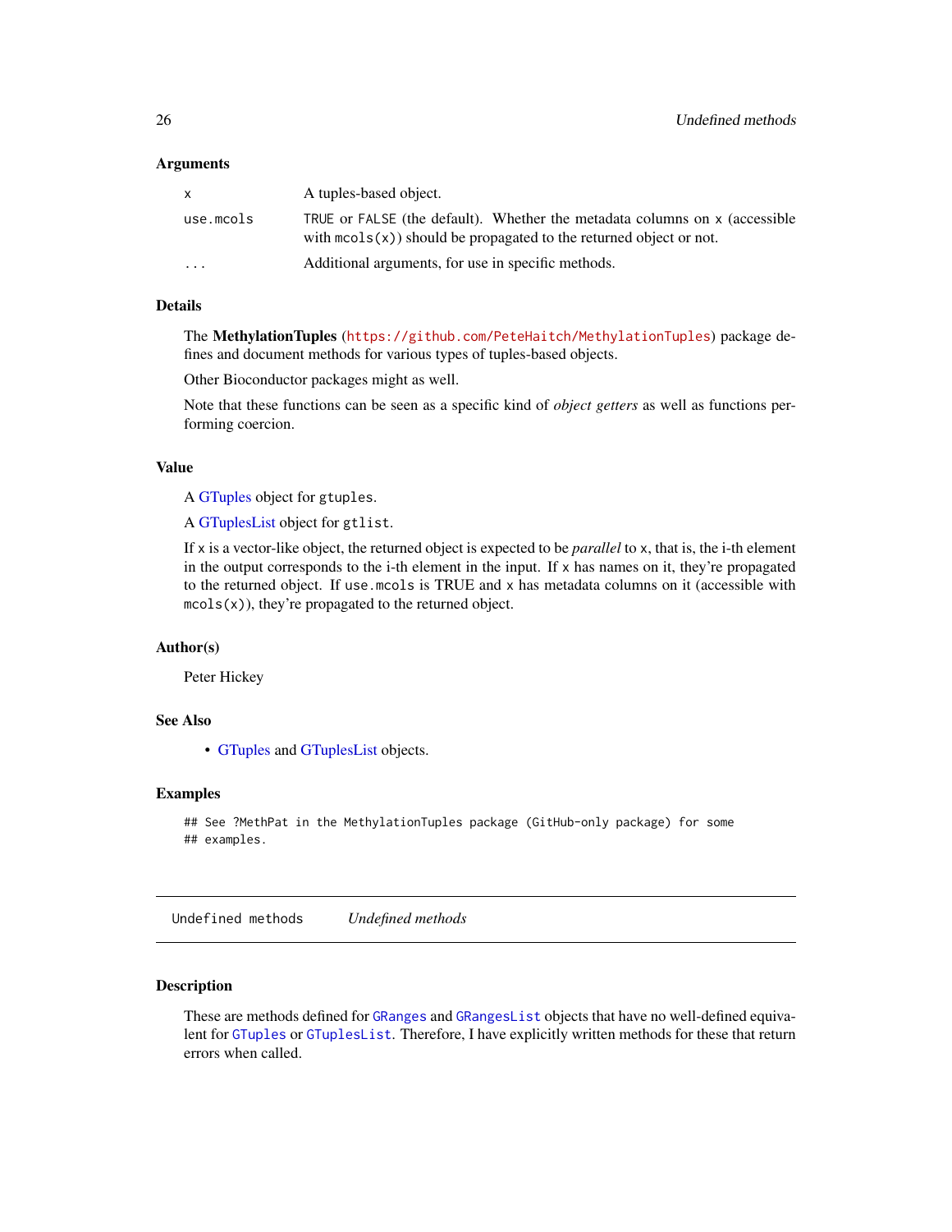### Arguments

| | |
|---|---|
| x | A tuples-based object. |
| use.mcols | TRUE or FALSE (the default). Whether the metadata columns on x (accessible with mcols(x)) should be propagated to the returned object or not. |
| ... | Additional arguments, for use in specific methods. |

### Details

The **MethylationTuples** (https://github.com/PeteHaitch/MethylationTuples) package defines and document methods for various types of tuples-based objects.

Other Bioconductor packages might as well.

Note that these functions can be seen as a specific kind of *object getters* as well as functions performing coercion.

### Value

A GTuples object for gtuples.

A GTuplesList object for gtlist.

If x is a vector-like object, the returned object is expected to be *parallel* to x, that is, the i-th element in the output corresponds to the i-th element in the input. If x has names on it, they're propagated to the returned object. If use.mcols is TRUE and x has metadata columns on it (accessible with mcols(x)), they're propagated to the returned object.

### Author(s)

Peter Hickey

### See Also

- GTuples and GTuplesList objects.

### Examples

```
## See ?MethPat in the MethylationTuples package (GitHub-only package) for some
## examples.
```

---

## Undefined methods &nbsp;&nbsp;&nbsp; *Undefined methods*

---

### Description

These are methods defined for GRanges and GRangesList objects that have no well-defined equivalent for GTuples or GTuplesList. Therefore, I have explicitly written methods for these that return errors when called.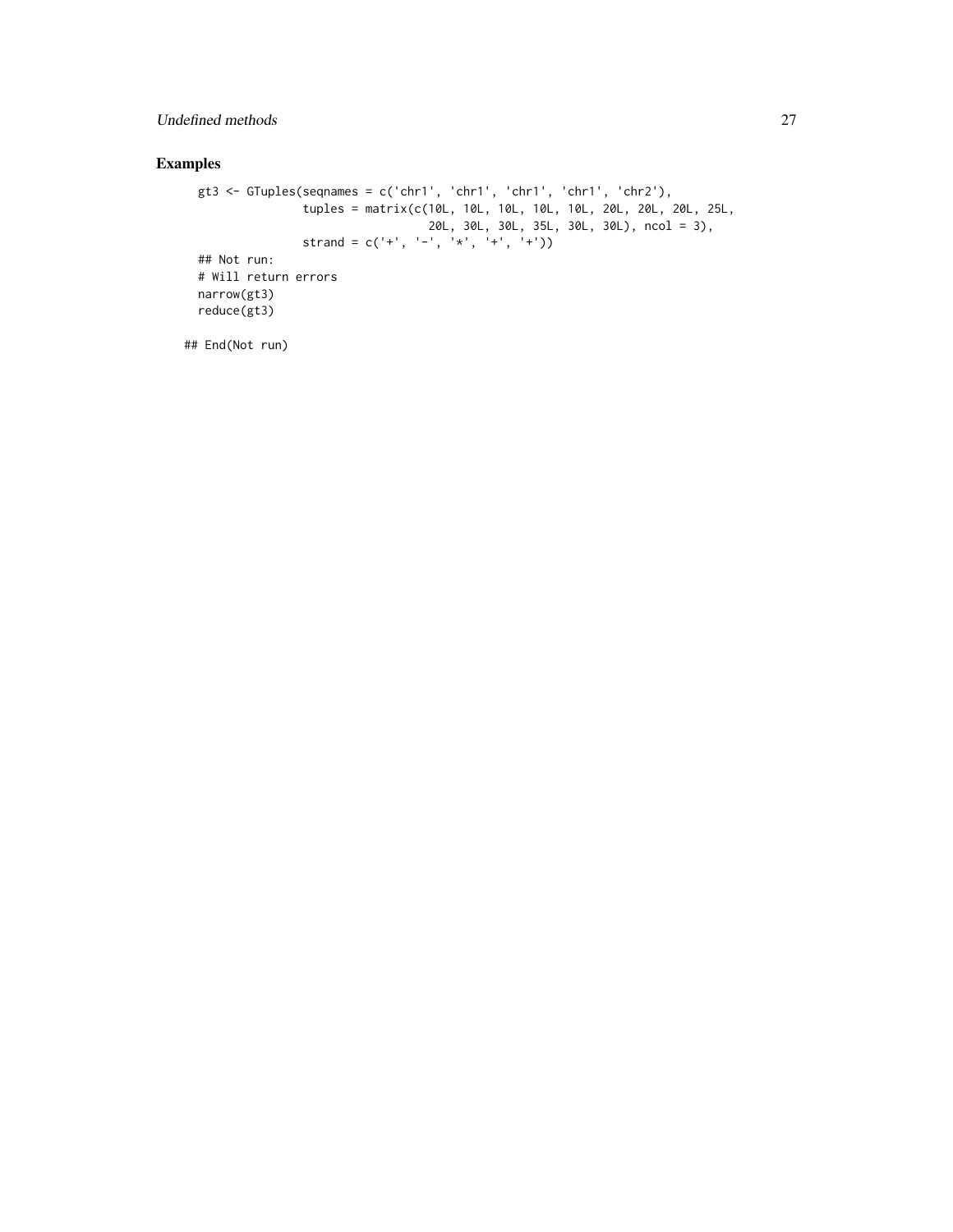## Examples

```
gt3 <- GTuples(seqnames = c('chr1', 'chr1', 'chr1', 'chr1', 'chr2'),
               tuples = matrix(c(10L, 10L, 10L, 10L, 10L, 20L, 20L, 20L, 25L,
                                 20L, 30L, 30L, 35L, 30L, 30L), ncol = 3),
               strand = c('+', '-', '*', '+', '+'))
## Not run:
# Will return errors
narrow(gt3)
reduce(gt3)

## End(Not run)
```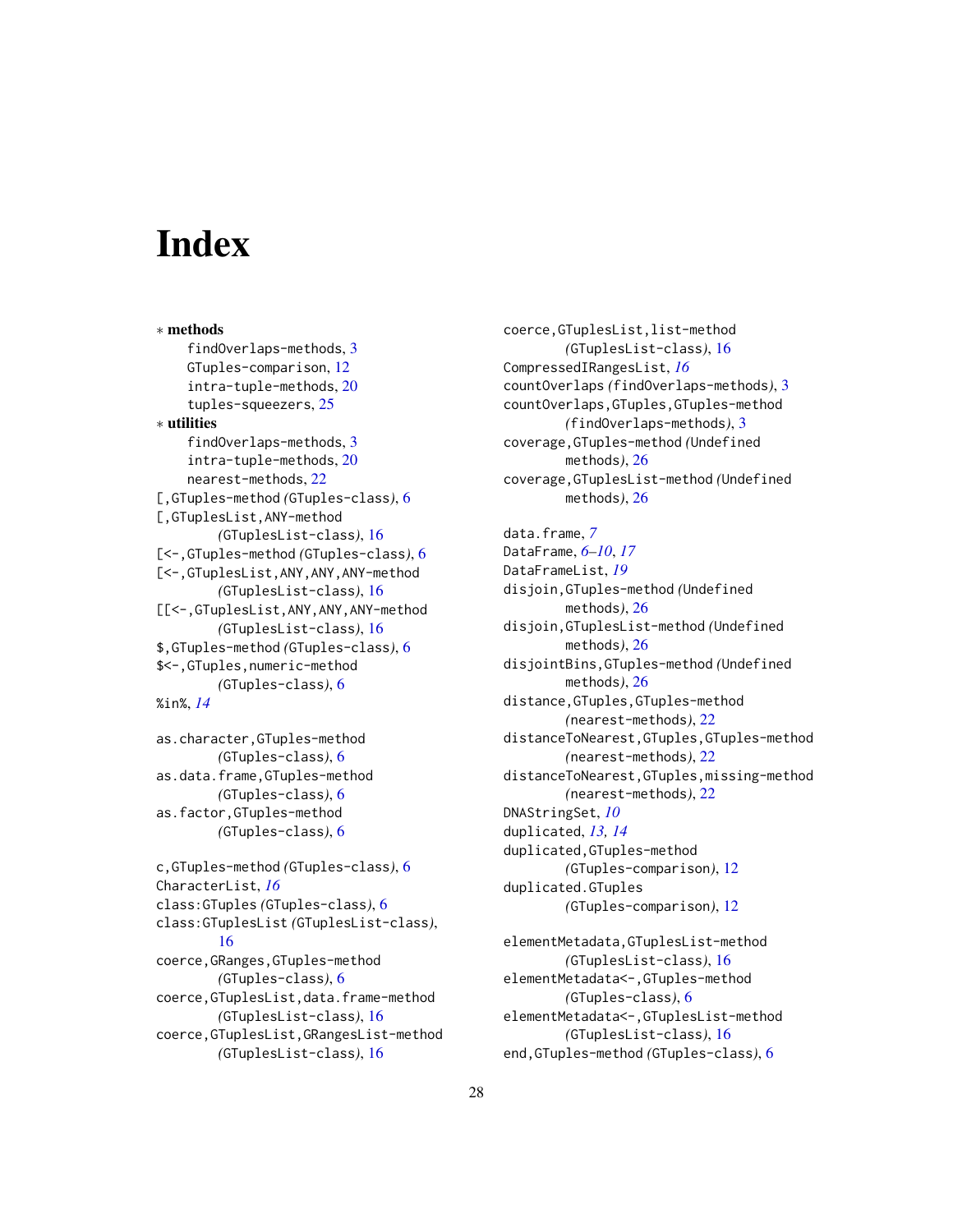# Index

∗ **methods**
findOverlaps-methods, 3
GTuples-comparison, 12
intra-tuple-methods, 20
tuples-squeezers, 25

∗ **utilities**
findOverlaps-methods, 3
intra-tuple-methods, 20
nearest-methods, 22

[,GTuples-method *(GTuples-class)*, 6
[,GTuplesList,ANY-method *(GTuplesList-class)*, 16
[<-,GTuples-method *(GTuples-class)*, 6
[<-,GTuplesList,ANY,ANY,ANY-method *(GTuplesList-class)*, 16
[[<-,GTuplesList,ANY,ANY,ANY-method *(GTuplesList-class)*, 16
$,GTuples-method *(GTuples-class)*, 6
$<-,GTuples,numeric-method *(GTuples-class)*, 6
%in%, *14*

as.character,GTuples-method *(GTuples-class)*, 6
as.data.frame,GTuples-method *(GTuples-class)*, 6
as.factor,GTuples-method *(GTuples-class)*, 6

c,GTuples-method *(GTuples-class)*, 6
CharacterList, *16*
class:GTuples *(GTuples-class)*, 6
class:GTuplesList *(GTuplesList-class)*, 16
coerce,GRanges,GTuples-method *(GTuples-class)*, 6
coerce,GTuplesList,data.frame-method *(GTuplesList-class)*, 16
coerce,GTuplesList,GRangesList-method *(GTuplesList-class)*, 16
coerce,GTuplesList,list-method *(GTuplesList-class)*, 16
CompressedIRangesList, *16*
countOverlaps *(findOverlaps-methods)*, 3
countOverlaps,GTuples,GTuples-method *(findOverlaps-methods)*, 3
coverage,GTuples-method *(Undefined methods)*, 26
coverage,GTuplesList-method *(Undefined methods)*, 26

data.frame, *7*
DataFrame, *6–10*, *17*
DataFrameList, *19*
disjoin,GTuples-method *(Undefined methods)*, 26
disjoin,GTuplesList-method *(Undefined methods)*, 26
disjointBins,GTuples-method *(Undefined methods)*, 26
distance,GTuples,GTuples-method *(nearest-methods)*, 22
distanceToNearest,GTuples,GTuples-method *(nearest-methods)*, 22
distanceToNearest,GTuples,missing-method *(nearest-methods)*, 22
DNAStringSet, *10*
duplicated, *13*, *14*
duplicated,GTuples-method *(GTuples-comparison)*, 12
duplicated.GTuples *(GTuples-comparison)*, 12

elementMetadata,GTuplesList-method *(GTuplesList-class)*, 16
elementMetadata<-,GTuples-method *(GTuples-class)*, 6
elementMetadata<-,GTuplesList-method *(GTuplesList-class)*, 16
end,GTuples-method *(GTuples-class)*, 6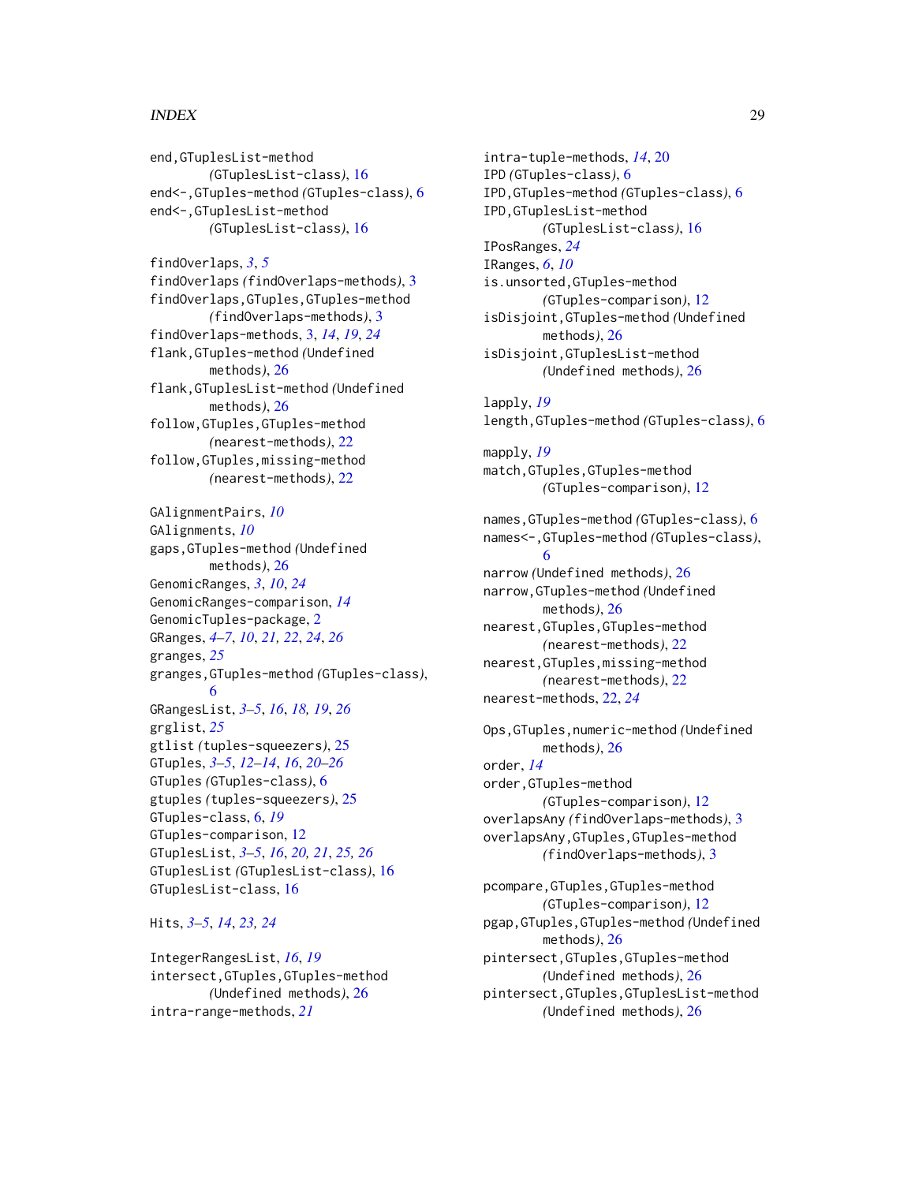end,GTuplesList-method (GTuplesList-class), 16
end<-,GTuples-method (GTuples-class), 6
end<-,GTuplesList-method (GTuplesList-class), 16

findOverlaps, *3*, *5*
findOverlaps (findOverlaps-methods), 3
findOverlaps,GTuples,GTuples-method (findOverlaps-methods), 3
findOverlaps-methods, 3, *14*, *19*, *24*
flank,GTuples-method (Undefined methods), 26
flank,GTuplesList-method (Undefined methods), 26
follow,GTuples,GTuples-method (nearest-methods), 22
follow,GTuples,missing-method (nearest-methods), 22

GAlignmentPairs, *10*
GAlignments, *10*
gaps,GTuples-method (Undefined methods), 26
GenomicRanges, *3*, *10*, *24*
GenomicRanges-comparison, *14*
GenomicTuples-package, 2
GRanges, *4–7*, *10*, *21, 22*, *24*, *26*
granges, *25*
granges,GTuples-method (GTuples-class), 6
GRangesList, *3–5*, *16*, *18, 19*, *26*
grglist, *25*
gtlist (tuples-squeezers), 25
GTuples, *3–5*, *12–14*, *16*, *20–26*
GTuples (GTuples-class), 6
gtuples (tuples-squeezers), 25
GTuples-class, 6, *19*
GTuples-comparison, 12
GTuplesList, *3–5*, *16*, *20, 21*, *25, 26*
GTuplesList (GTuplesList-class), 16
GTuplesList-class, 16

Hits, *3–5*, *14*, *23, 24*

IntegerRangesList, *16*, *19*
intersect,GTuples,GTuples-method (Undefined methods), 26
intra-range-methods, *21*
intra-tuple-methods, *14*, 20
IPD (GTuples-class), 6
IPD,GTuples-method (GTuples-class), 6
IPD,GTuplesList-method (GTuplesList-class), 16
IPosRanges, *24*
IRanges, *6*, *10*
is.unsorted,GTuples-method (GTuples-comparison), 12
isDisjoint,GTuples-method (Undefined methods), 26
isDisjoint,GTuplesList-method (Undefined methods), 26

lapply, *19*
length,GTuples-method (GTuples-class), 6

mapply, *19*
match,GTuples,GTuples-method (GTuples-comparison), 12

names,GTuples-method (GTuples-class), 6
names<-,GTuples-method (GTuples-class), 6
narrow (Undefined methods), 26
narrow,GTuples-method (Undefined methods), 26
nearest,GTuples,GTuples-method (nearest-methods), 22
nearest,GTuples,missing-method (nearest-methods), 22
nearest-methods, 22, *24*

Ops,GTuples,numeric-method (Undefined methods), 26
order, *14*
order,GTuples-method (GTuples-comparison), 12
overlapsAny (findOverlaps-methods), 3
overlapsAny,GTuples,GTuples-method (findOverlaps-methods), 3

pcompare,GTuples,GTuples-method (GTuples-comparison), 12
pgap,GTuples,GTuples-method (Undefined methods), 26
pintersect,GTuples,GTuples-method (Undefined methods), 26
pintersect,GTuples,GTuplesList-method (Undefined methods), 26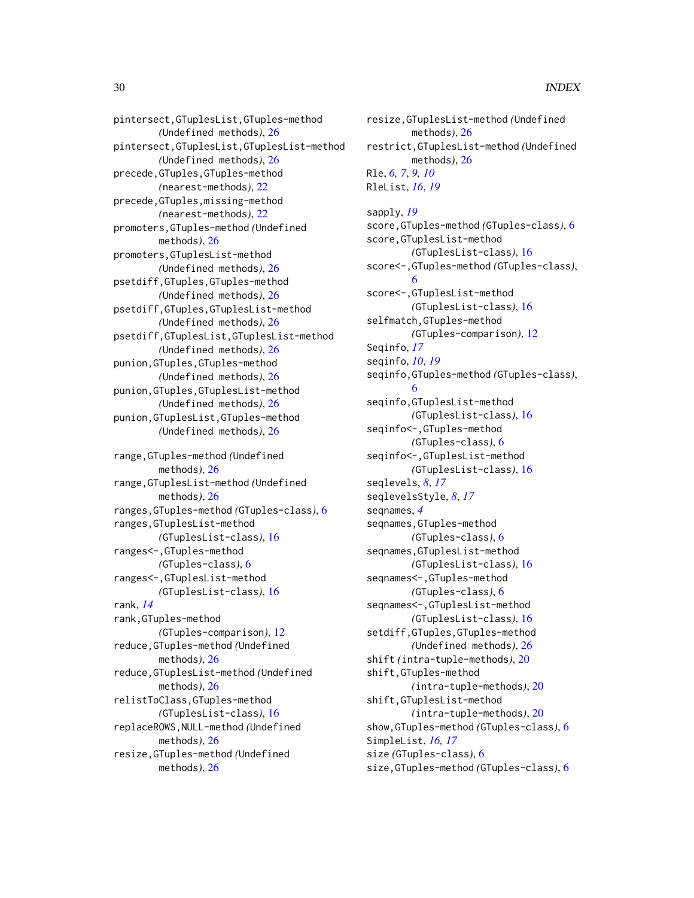pintersect,GTuplesList,GTuples-method *(Undefined methods)*, 26
pintersect,GTuplesList,GTuplesList-method *(Undefined methods)*, 26
precede,GTuples,GTuples-method *(nearest-methods)*, 22
precede,GTuples,missing-method *(nearest-methods)*, 22
promoters,GTuples-method *(Undefined methods)*, 26
promoters,GTuplesList-method *(Undefined methods)*, 26
psetdiff,GTuples,GTuples-method *(Undefined methods)*, 26
psetdiff,GTuples,GTuplesList-method *(Undefined methods)*, 26
psetdiff,GTuplesList,GTuplesList-method *(Undefined methods)*, 26
punion,GTuples,GTuples-method *(Undefined methods)*, 26
punion,GTuples,GTuplesList-method *(Undefined methods)*, 26
punion,GTuplesList,GTuples-method *(Undefined methods)*, 26

range,GTuples-method *(Undefined methods)*, 26
range,GTuplesList-method *(Undefined methods)*, 26
ranges,GTuples-method *(GTuples-class)*, 6
ranges,GTuplesList-method *(GTuplesList-class)*, 16
ranges<-,GTuples-method *(GTuples-class)*, 6
ranges<-,GTuplesList-method *(GTuplesList-class)*, 16
rank, *14*
rank,GTuples-method *(GTuples-comparison)*, 12
reduce,GTuples-method *(Undefined methods)*, 26
reduce,GTuplesList-method *(Undefined methods)*, 26
relistToClass,GTuples-method *(GTuplesList-class)*, 16
replaceROWS,NULL-method *(Undefined methods)*, 26
resize,GTuples-method *(Undefined methods)*, 26
resize,GTuplesList-method *(Undefined methods)*, 26
restrict,GTuplesList-method *(Undefined methods)*, 26
Rle, *6, 7*, *9, 10*
RleList, *16*, *19*

sapply, *19*
score,GTuples-method *(GTuples-class)*, 6
score,GTuplesList-method *(GTuplesList-class)*, 16
score<-,GTuples-method *(GTuples-class)*, 6
score<-,GTuplesList-method *(GTuplesList-class)*, 16
selfmatch,GTuples-method *(GTuples-comparison)*, 12
Seqinfo, *17*
seqinfo, *10*, *19*
seqinfo,GTuples-method *(GTuples-class)*, 6
seqinfo,GTuplesList-method *(GTuplesList-class)*, 16
seqinfo<-,GTuples-method *(GTuples-class)*, 6
seqinfo<-,GTuplesList-method *(GTuplesList-class)*, 16
seqlevels, *8*, *17*
seqlevelsStyle, *8*, *17*
seqnames, *4*
seqnames,GTuples-method *(GTuples-class)*, 6
seqnames,GTuplesList-method *(GTuplesList-class)*, 16
seqnames<-,GTuples-method *(GTuples-class)*, 6
seqnames<-,GTuplesList-method *(GTuplesList-class)*, 16
setdiff,GTuples,GTuples-method *(Undefined methods)*, 26
shift *(intra-tuple-methods)*, 20
shift,GTuples-method *(intra-tuple-methods)*, 20
shift,GTuplesList-method *(intra-tuple-methods)*, 20
show,GTuples-method *(GTuples-class)*, 6
SimpleList, *16, 17*
size *(GTuples-class)*, 6
size,GTuples-method *(GTuples-class)*, 6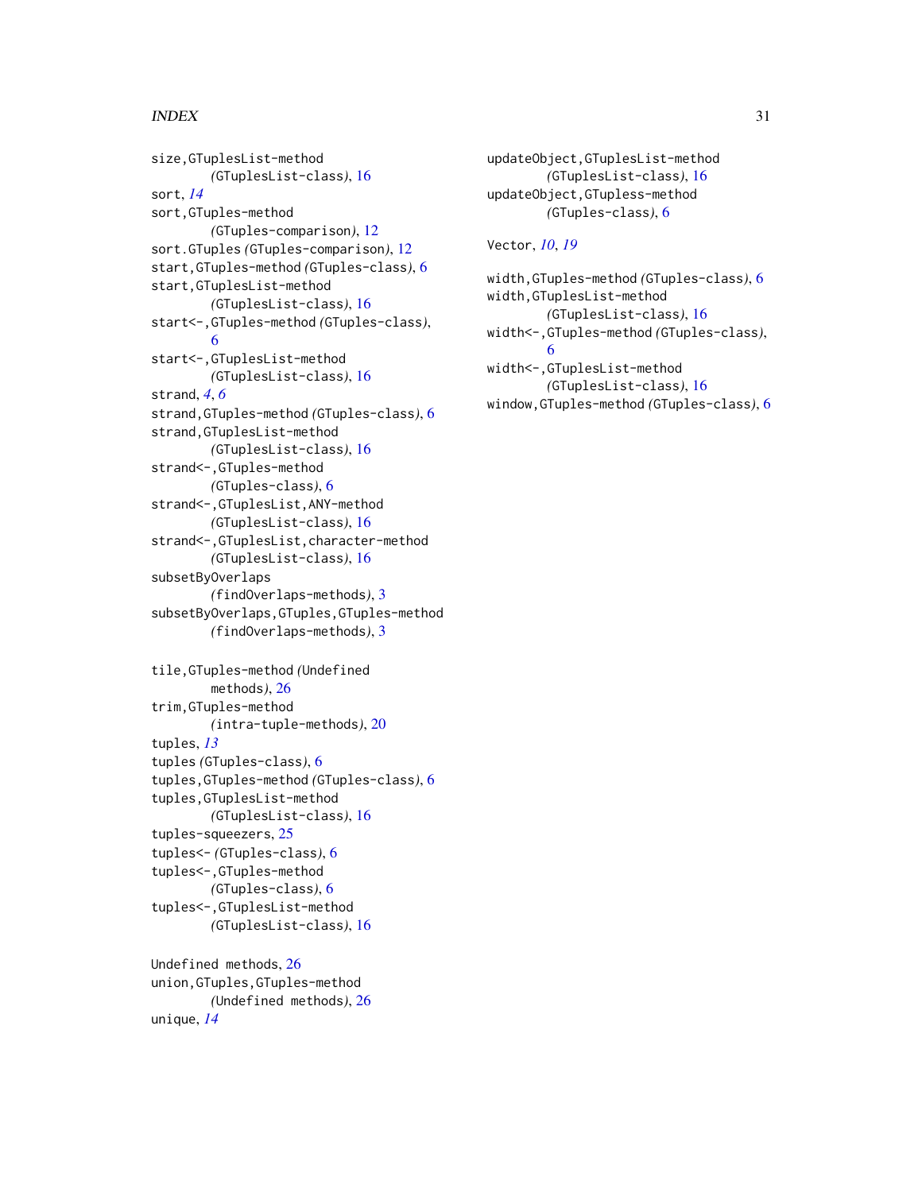size,GTuplesList-method
        *(GTuplesList-class)*, 16
sort, *14*
sort,GTuples-method
        *(GTuples-comparison)*, 12
sort.GTuples *(GTuples-comparison)*, 12
start,GTuples-method *(GTuples-class)*, 6
start,GTuplesList-method
        *(GTuplesList-class)*, 16
start<-,GTuples-method *(GTuples-class)*,
        6
start<-,GTuplesList-method
        *(GTuplesList-class)*, 16
strand, *4*, *6*
strand,GTuples-method *(GTuples-class)*, 6
strand,GTuplesList-method
        *(GTuplesList-class)*, 16
strand<-,GTuples-method
        *(GTuples-class)*, 6
strand<-,GTuplesList,ANY-method
        *(GTuplesList-class)*, 16
strand<-,GTuplesList,character-method
        *(GTuplesList-class)*, 16
subsetByOverlaps
        *(findOverlaps-methods)*, 3
subsetByOverlaps,GTuples,GTuples-method
        *(findOverlaps-methods)*, 3

tile,GTuples-method *(Undefined methods)*, 26
trim,GTuples-method
        *(intra-tuple-methods)*, 20
tuples, *13*
tuples *(GTuples-class)*, 6
tuples,GTuples-method *(GTuples-class)*, 6
tuples,GTuplesList-method
        *(GTuplesList-class)*, 16
tuples-squeezers, 25
tuples<- *(GTuples-class)*, 6
tuples<-,GTuples-method
        *(GTuples-class)*, 6
tuples<-,GTuplesList-method
        *(GTuplesList-class)*, 16

Undefined methods, 26
union,GTuples,GTuples-method
        *(Undefined methods)*, 26
unique, *14*
updateObject,GTuplesList-method
        *(GTuplesList-class)*, 16
updateObject,GTupless-method
        *(GTuples-class)*, 6

Vector, *10*, *19*

width,GTuples-method *(GTuples-class)*, 6
width,GTuplesList-method
        *(GTuplesList-class)*, 16
width<-,GTuples-method *(GTuples-class)*,
        6
width<-,GTuplesList-method
        *(GTuplesList-class)*, 16
window,GTuples-method *(GTuples-class)*, 6